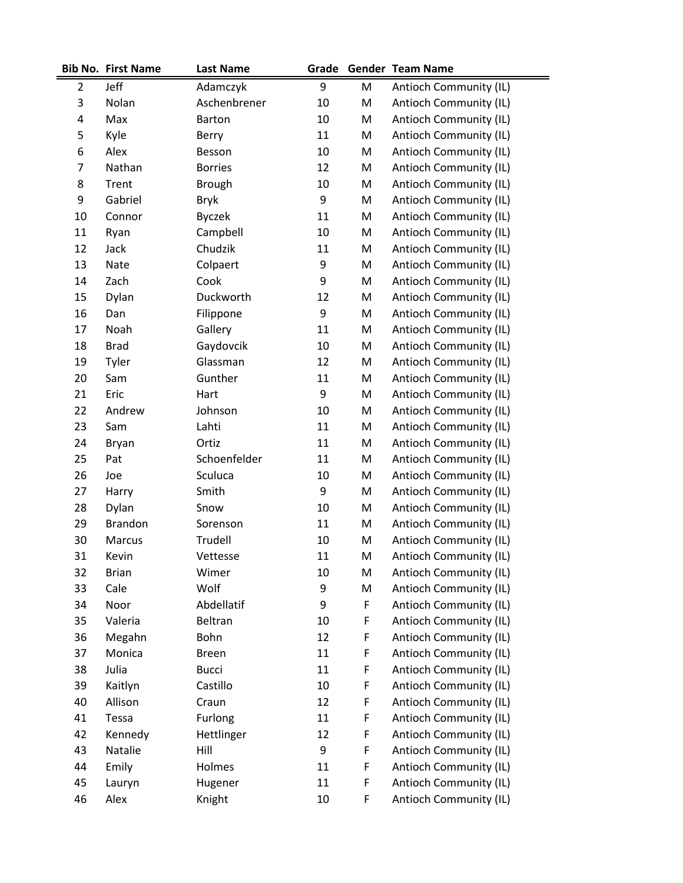| Bib No. | First Name | Last Name | Grade | Gender | Team Name |
|---|---|---|---|---|---|
| 2 | Jeff | Adamczyk | 9 | M | Antioch Community (IL) |
| 3 | Nolan | Aschenbrener | 10 | M | Antioch Community (IL) |
| 4 | Max | Barton | 10 | M | Antioch Community (IL) |
| 5 | Kyle | Berry | 11 | M | Antioch Community (IL) |
| 6 | Alex | Besson | 10 | M | Antioch Community (IL) |
| 7 | Nathan | Borries | 12 | M | Antioch Community (IL) |
| 8 | Trent | Brough | 10 | M | Antioch Community (IL) |
| 9 | Gabriel | Bryk | 9 | M | Antioch Community (IL) |
| 10 | Connor | Byczek | 11 | M | Antioch Community (IL) |
| 11 | Ryan | Campbell | 10 | M | Antioch Community (IL) |
| 12 | Jack | Chudzik | 11 | M | Antioch Community (IL) |
| 13 | Nate | Colpaert | 9 | M | Antioch Community (IL) |
| 14 | Zach | Cook | 9 | M | Antioch Community (IL) |
| 15 | Dylan | Duckworth | 12 | M | Antioch Community (IL) |
| 16 | Dan | Filippone | 9 | M | Antioch Community (IL) |
| 17 | Noah | Gallery | 11 | M | Antioch Community (IL) |
| 18 | Brad | Gaydovcik | 10 | M | Antioch Community (IL) |
| 19 | Tyler | Glassman | 12 | M | Antioch Community (IL) |
| 20 | Sam | Gunther | 11 | M | Antioch Community (IL) |
| 21 | Eric | Hart | 9 | M | Antioch Community (IL) |
| 22 | Andrew | Johnson | 10 | M | Antioch Community (IL) |
| 23 | Sam | Lahti | 11 | M | Antioch Community (IL) |
| 24 | Bryan | Ortiz | 11 | M | Antioch Community (IL) |
| 25 | Pat | Schoenfelder | 11 | M | Antioch Community (IL) |
| 26 | Joe | Sculuca | 10 | M | Antioch Community (IL) |
| 27 | Harry | Smith | 9 | M | Antioch Community (IL) |
| 28 | Dylan | Snow | 10 | M | Antioch Community (IL) |
| 29 | Brandon | Sorenson | 11 | M | Antioch Community (IL) |
| 30 | Marcus | Trudell | 10 | M | Antioch Community (IL) |
| 31 | Kevin | Vettesse | 11 | M | Antioch Community (IL) |
| 32 | Brian | Wimer | 10 | M | Antioch Community (IL) |
| 33 | Cale | Wolf | 9 | M | Antioch Community (IL) |
| 34 | Noor | Abdellatif | 9 | F | Antioch Community (IL) |
| 35 | Valeria | Beltran | 10 | F | Antioch Community (IL) |
| 36 | Megahn | Bohn | 12 | F | Antioch Community (IL) |
| 37 | Monica | Breen | 11 | F | Antioch Community (IL) |
| 38 | Julia | Bucci | 11 | F | Antioch Community (IL) |
| 39 | Kaitlyn | Castillo | 10 | F | Antioch Community (IL) |
| 40 | Allison | Craun | 12 | F | Antioch Community (IL) |
| 41 | Tessa | Furlong | 11 | F | Antioch Community (IL) |
| 42 | Kennedy | Hettlinger | 12 | F | Antioch Community (IL) |
| 43 | Natalie | Hill | 9 | F | Antioch Community (IL) |
| 44 | Emily | Holmes | 11 | F | Antioch Community (IL) |
| 45 | Lauryn | Hugener | 11 | F | Antioch Community (IL) |
| 46 | Alex | Knight | 10 | F | Antioch Community (IL) |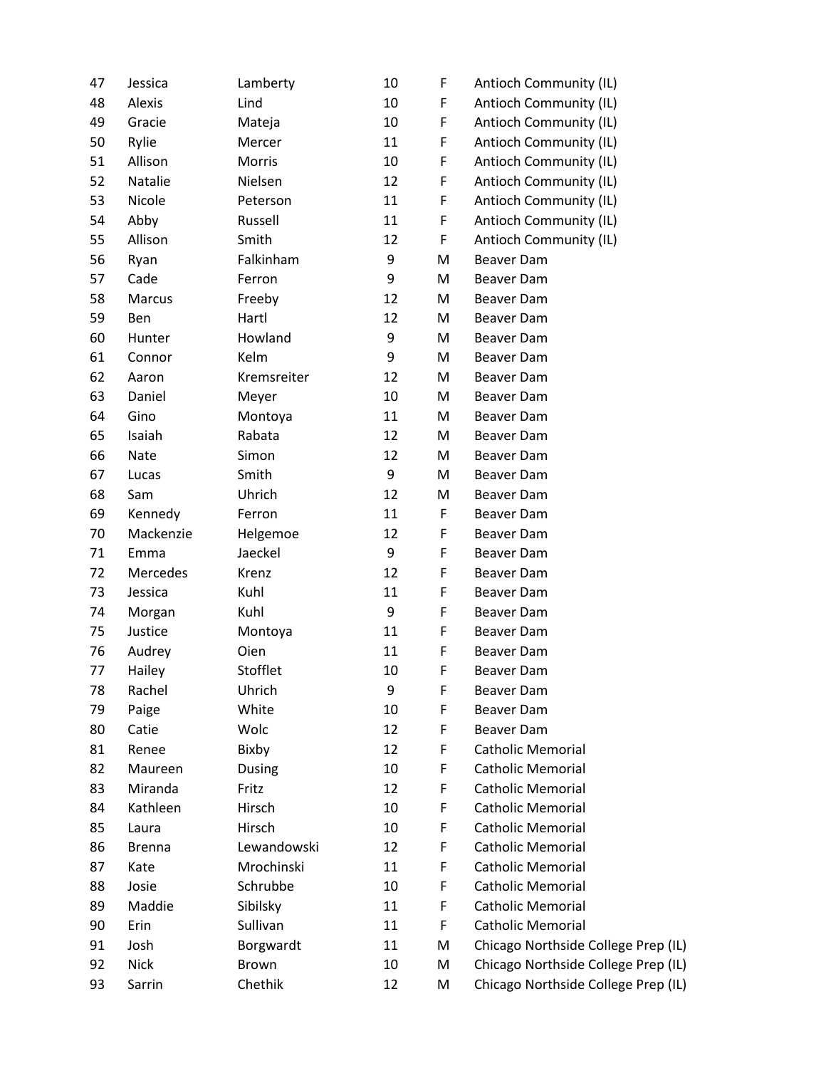| | | | | | |
|---|---|---|---|---|---|
| 47 | Jessica | Lamberty | 10 | F | Antioch Community (IL) |
| 48 | Alexis | Lind | 10 | F | Antioch Community (IL) |
| 49 | Gracie | Mateja | 10 | F | Antioch Community (IL) |
| 50 | Rylie | Mercer | 11 | F | Antioch Community (IL) |
| 51 | Allison | Morris | 10 | F | Antioch Community (IL) |
| 52 | Natalie | Nielsen | 12 | F | Antioch Community (IL) |
| 53 | Nicole | Peterson | 11 | F | Antioch Community (IL) |
| 54 | Abby | Russell | 11 | F | Antioch Community (IL) |
| 55 | Allison | Smith | 12 | F | Antioch Community (IL) |
| 56 | Ryan | Falkinham | 9 | M | Beaver Dam |
| 57 | Cade | Ferron | 9 | M | Beaver Dam |
| 58 | Marcus | Freeby | 12 | M | Beaver Dam |
| 59 | Ben | Hartl | 12 | M | Beaver Dam |
| 60 | Hunter | Howland | 9 | M | Beaver Dam |
| 61 | Connor | Kelm | 9 | M | Beaver Dam |
| 62 | Aaron | Kremsreiter | 12 | M | Beaver Dam |
| 63 | Daniel | Meyer | 10 | M | Beaver Dam |
| 64 | Gino | Montoya | 11 | M | Beaver Dam |
| 65 | Isaiah | Rabata | 12 | M | Beaver Dam |
| 66 | Nate | Simon | 12 | M | Beaver Dam |
| 67 | Lucas | Smith | 9 | M | Beaver Dam |
| 68 | Sam | Uhrich | 12 | M | Beaver Dam |
| 69 | Kennedy | Ferron | 11 | F | Beaver Dam |
| 70 | Mackenzie | Helgemoe | 12 | F | Beaver Dam |
| 71 | Emma | Jaeckel | 9 | F | Beaver Dam |
| 72 | Mercedes | Krenz | 12 | F | Beaver Dam |
| 73 | Jessica | Kuhl | 11 | F | Beaver Dam |
| 74 | Morgan | Kuhl | 9 | F | Beaver Dam |
| 75 | Justice | Montoya | 11 | F | Beaver Dam |
| 76 | Audrey | Oien | 11 | F | Beaver Dam |
| 77 | Hailey | Stofflet | 10 | F | Beaver Dam |
| 78 | Rachel | Uhrich | 9 | F | Beaver Dam |
| 79 | Paige | White | 10 | F | Beaver Dam |
| 80 | Catie | Wolc | 12 | F | Beaver Dam |
| 81 | Renee | Bixby | 12 | F | Catholic Memorial |
| 82 | Maureen | Dusing | 10 | F | Catholic Memorial |
| 83 | Miranda | Fritz | 12 | F | Catholic Memorial |
| 84 | Kathleen | Hirsch | 10 | F | Catholic Memorial |
| 85 | Laura | Hirsch | 10 | F | Catholic Memorial |
| 86 | Brenna | Lewandowski | 12 | F | Catholic Memorial |
| 87 | Kate | Mrochinski | 11 | F | Catholic Memorial |
| 88 | Josie | Schrubbe | 10 | F | Catholic Memorial |
| 89 | Maddie | Sibilsky | 11 | F | Catholic Memorial |
| 90 | Erin | Sullivan | 11 | F | Catholic Memorial |
| 91 | Josh | Borgwardt | 11 | M | Chicago Northside College Prep (IL) |
| 92 | Nick | Brown | 10 | M | Chicago Northside College Prep (IL) |
| 93 | Sarrin | Chethik | 12 | M | Chicago Northside College Prep (IL) |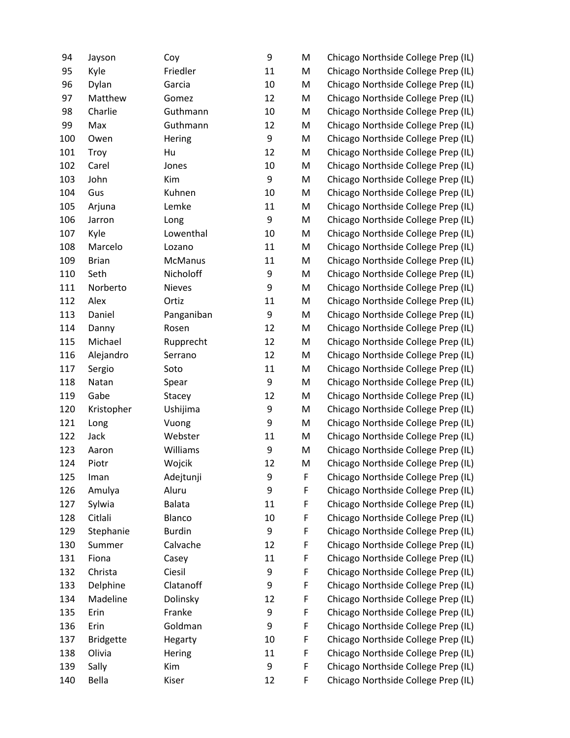| | | | | | |
|---|---|---|---|---|---|
| 94 | Jayson | Coy | 9 | M | Chicago Northside College Prep (IL) |
| 95 | Kyle | Friedler | 11 | M | Chicago Northside College Prep (IL) |
| 96 | Dylan | Garcia | 10 | M | Chicago Northside College Prep (IL) |
| 97 | Matthew | Gomez | 12 | M | Chicago Northside College Prep (IL) |
| 98 | Charlie | Guthmann | 10 | M | Chicago Northside College Prep (IL) |
| 99 | Max | Guthmann | 12 | M | Chicago Northside College Prep (IL) |
| 100 | Owen | Hering | 9 | M | Chicago Northside College Prep (IL) |
| 101 | Troy | Hu | 12 | M | Chicago Northside College Prep (IL) |
| 102 | Carel | Jones | 10 | M | Chicago Northside College Prep (IL) |
| 103 | John | Kim | 9 | M | Chicago Northside College Prep (IL) |
| 104 | Gus | Kuhnen | 10 | M | Chicago Northside College Prep (IL) |
| 105 | Arjuna | Lemke | 11 | M | Chicago Northside College Prep (IL) |
| 106 | Jarron | Long | 9 | M | Chicago Northside College Prep (IL) |
| 107 | Kyle | Lowenthal | 10 | M | Chicago Northside College Prep (IL) |
| 108 | Marcelo | Lozano | 11 | M | Chicago Northside College Prep (IL) |
| 109 | Brian | McManus | 11 | M | Chicago Northside College Prep (IL) |
| 110 | Seth | Nicholoff | 9 | M | Chicago Northside College Prep (IL) |
| 111 | Norberto | Nieves | 9 | M | Chicago Northside College Prep (IL) |
| 112 | Alex | Ortiz | 11 | M | Chicago Northside College Prep (IL) |
| 113 | Daniel | Panganiban | 9 | M | Chicago Northside College Prep (IL) |
| 114 | Danny | Rosen | 12 | M | Chicago Northside College Prep (IL) |
| 115 | Michael | Rupprecht | 12 | M | Chicago Northside College Prep (IL) |
| 116 | Alejandro | Serrano | 12 | M | Chicago Northside College Prep (IL) |
| 117 | Sergio | Soto | 11 | M | Chicago Northside College Prep (IL) |
| 118 | Natan | Spear | 9 | M | Chicago Northside College Prep (IL) |
| 119 | Gabe | Stacey | 12 | M | Chicago Northside College Prep (IL) |
| 120 | Kristopher | Ushijima | 9 | M | Chicago Northside College Prep (IL) |
| 121 | Long | Vuong | 9 | M | Chicago Northside College Prep (IL) |
| 122 | Jack | Webster | 11 | M | Chicago Northside College Prep (IL) |
| 123 | Aaron | Williams | 9 | M | Chicago Northside College Prep (IL) |
| 124 | Piotr | Wojcik | 12 | M | Chicago Northside College Prep (IL) |
| 125 | Iman | Adejtunji | 9 | F | Chicago Northside College Prep (IL) |
| 126 | Amulya | Aluru | 9 | F | Chicago Northside College Prep (IL) |
| 127 | Sylwia | Balata | 11 | F | Chicago Northside College Prep (IL) |
| 128 | Citlali | Blanco | 10 | F | Chicago Northside College Prep (IL) |
| 129 | Stephanie | Burdin | 9 | F | Chicago Northside College Prep (IL) |
| 130 | Summer | Calvache | 12 | F | Chicago Northside College Prep (IL) |
| 131 | Fiona | Casey | 11 | F | Chicago Northside College Prep (IL) |
| 132 | Christa | Ciesil | 9 | F | Chicago Northside College Prep (IL) |
| 133 | Delphine | Clatanoff | 9 | F | Chicago Northside College Prep (IL) |
| 134 | Madeline | Dolinsky | 12 | F | Chicago Northside College Prep (IL) |
| 135 | Erin | Franke | 9 | F | Chicago Northside College Prep (IL) |
| 136 | Erin | Goldman | 9 | F | Chicago Northside College Prep (IL) |
| 137 | Bridgette | Hegarty | 10 | F | Chicago Northside College Prep (IL) |
| 138 | Olivia | Hering | 11 | F | Chicago Northside College Prep (IL) |
| 139 | Sally | Kim | 9 | F | Chicago Northside College Prep (IL) |
| 140 | Bella | Kiser | 12 | F | Chicago Northside College Prep (IL) |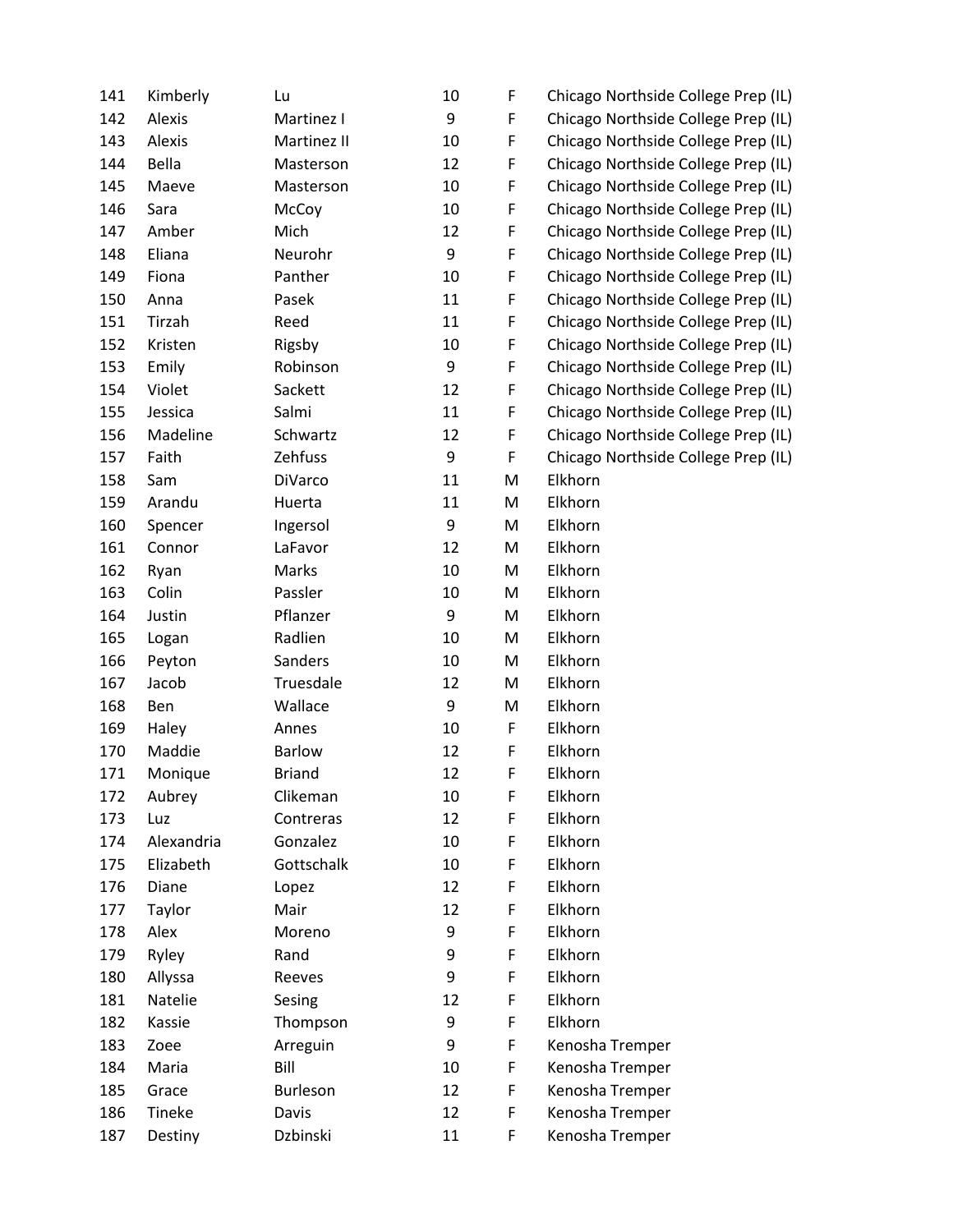| | | | | | |
|---|---|---|---|---|---|
| 141 | Kimberly | Lu | 10 | F | Chicago Northside College Prep (IL) |
| 142 | Alexis | Martinez I | 9 | F | Chicago Northside College Prep (IL) |
| 143 | Alexis | Martinez II | 10 | F | Chicago Northside College Prep (IL) |
| 144 | Bella | Masterson | 12 | F | Chicago Northside College Prep (IL) |
| 145 | Maeve | Masterson | 10 | F | Chicago Northside College Prep (IL) |
| 146 | Sara | McCoy | 10 | F | Chicago Northside College Prep (IL) |
| 147 | Amber | Mich | 12 | F | Chicago Northside College Prep (IL) |
| 148 | Eliana | Neurohr | 9 | F | Chicago Northside College Prep (IL) |
| 149 | Fiona | Panther | 10 | F | Chicago Northside College Prep (IL) |
| 150 | Anna | Pasek | 11 | F | Chicago Northside College Prep (IL) |
| 151 | Tirzah | Reed | 11 | F | Chicago Northside College Prep (IL) |
| 152 | Kristen | Rigsby | 10 | F | Chicago Northside College Prep (IL) |
| 153 | Emily | Robinson | 9 | F | Chicago Northside College Prep (IL) |
| 154 | Violet | Sackett | 12 | F | Chicago Northside College Prep (IL) |
| 155 | Jessica | Salmi | 11 | F | Chicago Northside College Prep (IL) |
| 156 | Madeline | Schwartz | 12 | F | Chicago Northside College Prep (IL) |
| 157 | Faith | Zehfuss | 9 | F | Chicago Northside College Prep (IL) |
| 158 | Sam | DiVarco | 11 | M | Elkhorn |
| 159 | Arandu | Huerta | 11 | M | Elkhorn |
| 160 | Spencer | Ingersol | 9 | M | Elkhorn |
| 161 | Connor | LaFavor | 12 | M | Elkhorn |
| 162 | Ryan | Marks | 10 | M | Elkhorn |
| 163 | Colin | Passler | 10 | M | Elkhorn |
| 164 | Justin | Pflanzer | 9 | M | Elkhorn |
| 165 | Logan | Radlien | 10 | M | Elkhorn |
| 166 | Peyton | Sanders | 10 | M | Elkhorn |
| 167 | Jacob | Truesdale | 12 | M | Elkhorn |
| 168 | Ben | Wallace | 9 | M | Elkhorn |
| 169 | Haley | Annes | 10 | F | Elkhorn |
| 170 | Maddie | Barlow | 12 | F | Elkhorn |
| 171 | Monique | Briand | 12 | F | Elkhorn |
| 172 | Aubrey | Clikeman | 10 | F | Elkhorn |
| 173 | Luz | Contreras | 12 | F | Elkhorn |
| 174 | Alexandria | Gonzalez | 10 | F | Elkhorn |
| 175 | Elizabeth | Gottschalk | 10 | F | Elkhorn |
| 176 | Diane | Lopez | 12 | F | Elkhorn |
| 177 | Taylor | Mair | 12 | F | Elkhorn |
| 178 | Alex | Moreno | 9 | F | Elkhorn |
| 179 | Ryley | Rand | 9 | F | Elkhorn |
| 180 | Allyssa | Reeves | 9 | F | Elkhorn |
| 181 | Natelie | Sesing | 12 | F | Elkhorn |
| 182 | Kassie | Thompson | 9 | F | Elkhorn |
| 183 | Zoee | Arreguin | 9 | F | Kenosha Tremper |
| 184 | Maria | Bill | 10 | F | Kenosha Tremper |
| 185 | Grace | Burleson | 12 | F | Kenosha Tremper |
| 186 | Tineke | Davis | 12 | F | Kenosha Tremper |
| 187 | Destiny | Dzbinski | 11 | F | Kenosha Tremper |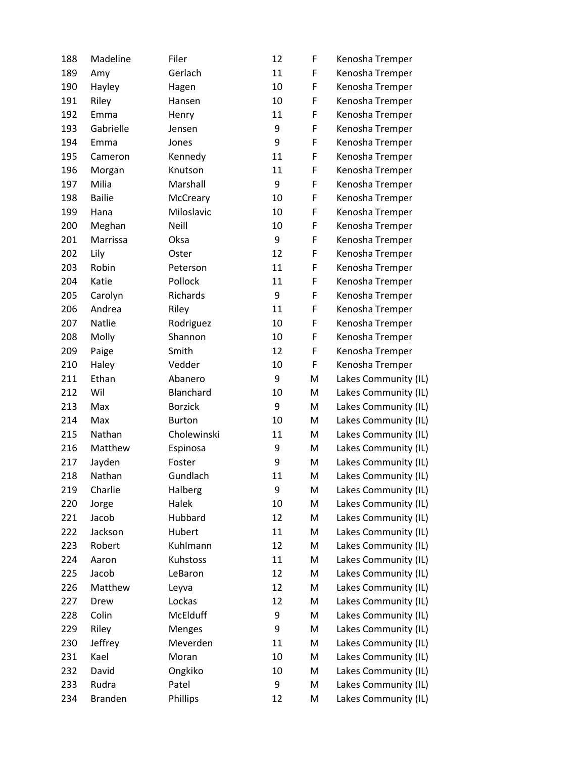| 188 | Madeline | Filer | 12 | F | Kenosha Tremper |
|---|---|---|---|---|---|
| 189 | Amy | Gerlach | 11 | F | Kenosha Tremper |
| 190 | Hayley | Hagen | 10 | F | Kenosha Tremper |
| 191 | Riley | Hansen | 10 | F | Kenosha Tremper |
| 192 | Emma | Henry | 11 | F | Kenosha Tremper |
| 193 | Gabrielle | Jensen | 9 | F | Kenosha Tremper |
| 194 | Emma | Jones | 9 | F | Kenosha Tremper |
| 195 | Cameron | Kennedy | 11 | F | Kenosha Tremper |
| 196 | Morgan | Knutson | 11 | F | Kenosha Tremper |
| 197 | Milia | Marshall | 9 | F | Kenosha Tremper |
| 198 | Bailie | McCreary | 10 | F | Kenosha Tremper |
| 199 | Hana | Miloslavic | 10 | F | Kenosha Tremper |
| 200 | Meghan | Neill | 10 | F | Kenosha Tremper |
| 201 | Marrissa | Oksa | 9 | F | Kenosha Tremper |
| 202 | Lily | Oster | 12 | F | Kenosha Tremper |
| 203 | Robin | Peterson | 11 | F | Kenosha Tremper |
| 204 | Katie | Pollock | 11 | F | Kenosha Tremper |
| 205 | Carolyn | Richards | 9 | F | Kenosha Tremper |
| 206 | Andrea | Riley | 11 | F | Kenosha Tremper |
| 207 | Natlie | Rodriguez | 10 | F | Kenosha Tremper |
| 208 | Molly | Shannon | 10 | F | Kenosha Tremper |
| 209 | Paige | Smith | 12 | F | Kenosha Tremper |
| 210 | Haley | Vedder | 10 | F | Kenosha Tremper |
| 211 | Ethan | Abanero | 9 | M | Lakes Community (IL) |
| 212 | Wil | Blanchard | 10 | M | Lakes Community (IL) |
| 213 | Max | Borzick | 9 | M | Lakes Community (IL) |
| 214 | Max | Burton | 10 | M | Lakes Community (IL) |
| 215 | Nathan | Cholewinski | 11 | M | Lakes Community (IL) |
| 216 | Matthew | Espinosa | 9 | M | Lakes Community (IL) |
| 217 | Jayden | Foster | 9 | M | Lakes Community (IL) |
| 218 | Nathan | Gundlach | 11 | M | Lakes Community (IL) |
| 219 | Charlie | Halberg | 9 | M | Lakes Community (IL) |
| 220 | Jorge | Halek | 10 | M | Lakes Community (IL) |
| 221 | Jacob | Hubbard | 12 | M | Lakes Community (IL) |
| 222 | Jackson | Hubert | 11 | M | Lakes Community (IL) |
| 223 | Robert | Kuhlmann | 12 | M | Lakes Community (IL) |
| 224 | Aaron | Kuhstoss | 11 | M | Lakes Community (IL) |
| 225 | Jacob | LeBaron | 12 | M | Lakes Community (IL) |
| 226 | Matthew | Leyva | 12 | M | Lakes Community (IL) |
| 227 | Drew | Lockas | 12 | M | Lakes Community (IL) |
| 228 | Colin | McElduff | 9 | M | Lakes Community (IL) |
| 229 | Riley | Menges | 9 | M | Lakes Community (IL) |
| 230 | Jeffrey | Meverden | 11 | M | Lakes Community (IL) |
| 231 | Kael | Moran | 10 | M | Lakes Community (IL) |
| 232 | David | Ongkiko | 10 | M | Lakes Community (IL) |
| 233 | Rudra | Patel | 9 | M | Lakes Community (IL) |
| 234 | Branden | Phillips | 12 | M | Lakes Community (IL) |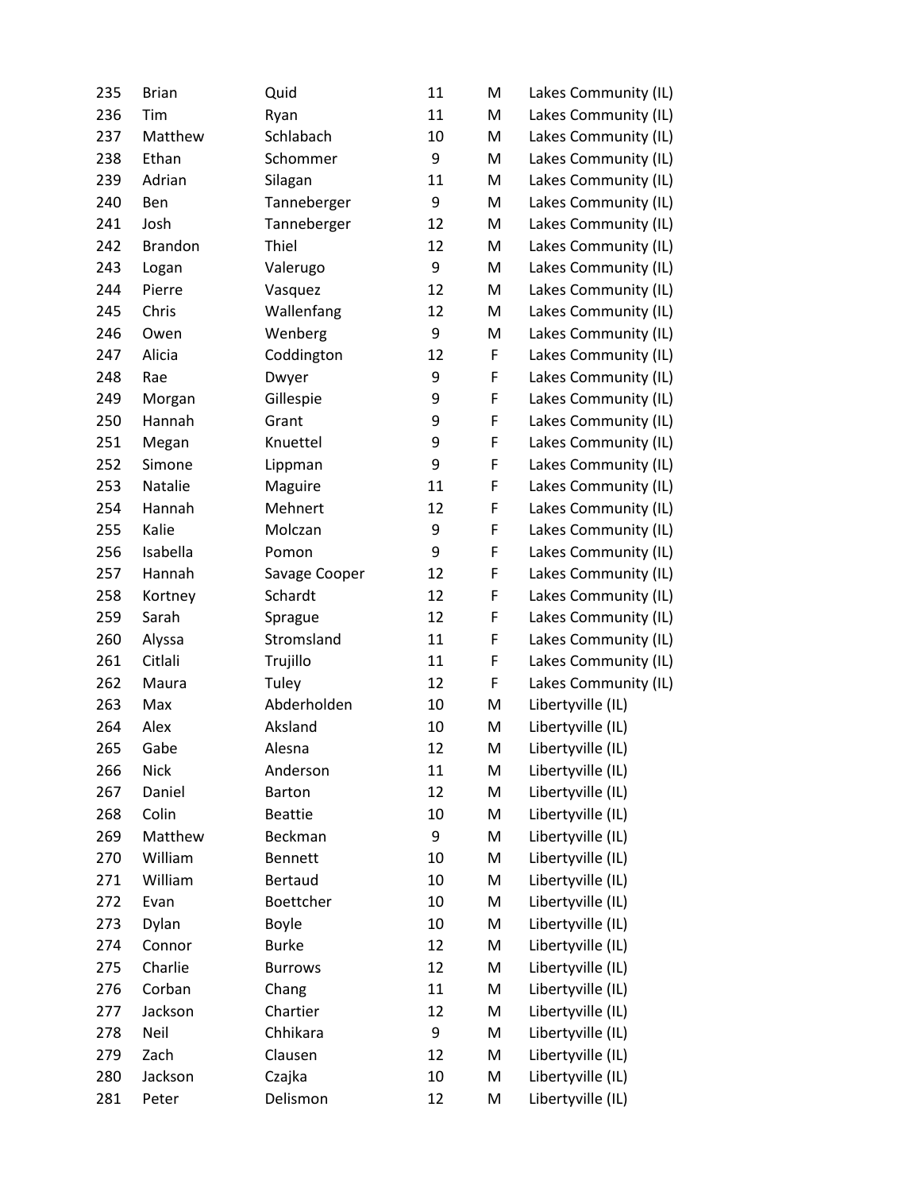| | | | | | |
|---|---|---|---|---|---|
| 235 | Brian | Quid | 11 | M | Lakes Community (IL) |
| 236 | Tim | Ryan | 11 | M | Lakes Community (IL) |
| 237 | Matthew | Schlabach | 10 | M | Lakes Community (IL) |
| 238 | Ethan | Schommer | 9 | M | Lakes Community (IL) |
| 239 | Adrian | Silagan | 11 | M | Lakes Community (IL) |
| 240 | Ben | Tanneberger | 9 | M | Lakes Community (IL) |
| 241 | Josh | Tanneberger | 12 | M | Lakes Community (IL) |
| 242 | Brandon | Thiel | 12 | M | Lakes Community (IL) |
| 243 | Logan | Valerugo | 9 | M | Lakes Community (IL) |
| 244 | Pierre | Vasquez | 12 | M | Lakes Community (IL) |
| 245 | Chris | Wallenfang | 12 | M | Lakes Community (IL) |
| 246 | Owen | Wenberg | 9 | M | Lakes Community (IL) |
| 247 | Alicia | Coddington | 12 | F | Lakes Community (IL) |
| 248 | Rae | Dwyer | 9 | F | Lakes Community (IL) |
| 249 | Morgan | Gillespie | 9 | F | Lakes Community (IL) |
| 250 | Hannah | Grant | 9 | F | Lakes Community (IL) |
| 251 | Megan | Knuettel | 9 | F | Lakes Community (IL) |
| 252 | Simone | Lippman | 9 | F | Lakes Community (IL) |
| 253 | Natalie | Maguire | 11 | F | Lakes Community (IL) |
| 254 | Hannah | Mehnert | 12 | F | Lakes Community (IL) |
| 255 | Kalie | Molczan | 9 | F | Lakes Community (IL) |
| 256 | Isabella | Pomon | 9 | F | Lakes Community (IL) |
| 257 | Hannah | Savage Cooper | 12 | F | Lakes Community (IL) |
| 258 | Kortney | Schardt | 12 | F | Lakes Community (IL) |
| 259 | Sarah | Sprague | 12 | F | Lakes Community (IL) |
| 260 | Alyssa | Stromsland | 11 | F | Lakes Community (IL) |
| 261 | Citlali | Trujillo | 11 | F | Lakes Community (IL) |
| 262 | Maura | Tuley | 12 | F | Lakes Community (IL) |
| 263 | Max | Abderholden | 10 | M | Libertyville (IL) |
| 264 | Alex | Aksland | 10 | M | Libertyville (IL) |
| 265 | Gabe | Alesna | 12 | M | Libertyville (IL) |
| 266 | Nick | Anderson | 11 | M | Libertyville (IL) |
| 267 | Daniel | Barton | 12 | M | Libertyville (IL) |
| 268 | Colin | Beattie | 10 | M | Libertyville (IL) |
| 269 | Matthew | Beckman | 9 | M | Libertyville (IL) |
| 270 | William | Bennett | 10 | M | Libertyville (IL) |
| 271 | William | Bertaud | 10 | M | Libertyville (IL) |
| 272 | Evan | Boettcher | 10 | M | Libertyville (IL) |
| 273 | Dylan | Boyle | 10 | M | Libertyville (IL) |
| 274 | Connor | Burke | 12 | M | Libertyville (IL) |
| 275 | Charlie | Burrows | 12 | M | Libertyville (IL) |
| 276 | Corban | Chang | 11 | M | Libertyville (IL) |
| 277 | Jackson | Chartier | 12 | M | Libertyville (IL) |
| 278 | Neil | Chhikara | 9 | M | Libertyville (IL) |
| 279 | Zach | Clausen | 12 | M | Libertyville (IL) |
| 280 | Jackson | Czajka | 10 | M | Libertyville (IL) |
| 281 | Peter | Delismon | 12 | M | Libertyville (IL) |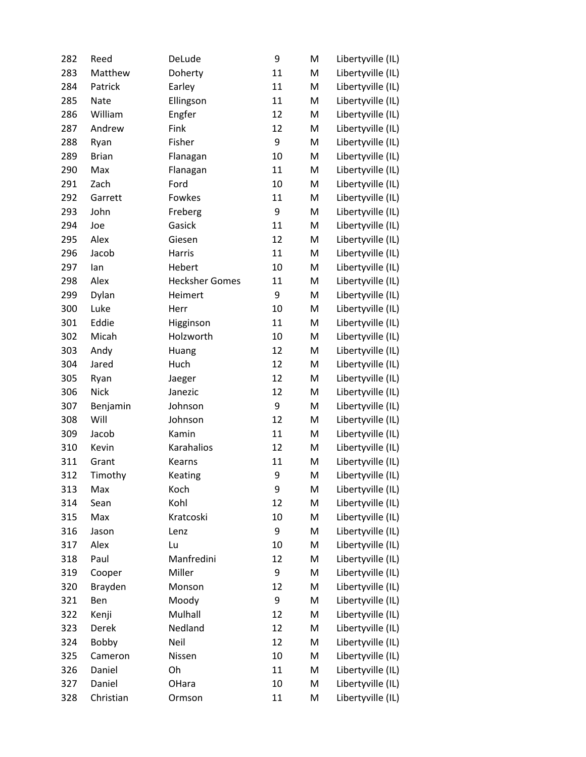| | | | | | |
|---|---|---|---|---|---|
| 282 | Reed | DeLude | 9 | M | Libertyville (IL) |
| 283 | Matthew | Doherty | 11 | M | Libertyville (IL) |
| 284 | Patrick | Earley | 11 | M | Libertyville (IL) |
| 285 | Nate | Ellingson | 11 | M | Libertyville (IL) |
| 286 | William | Engfer | 12 | M | Libertyville (IL) |
| 287 | Andrew | Fink | 12 | M | Libertyville (IL) |
| 288 | Ryan | Fisher | 9 | M | Libertyville (IL) |
| 289 | Brian | Flanagan | 10 | M | Libertyville (IL) |
| 290 | Max | Flanagan | 11 | M | Libertyville (IL) |
| 291 | Zach | Ford | 10 | M | Libertyville (IL) |
| 292 | Garrett | Fowkes | 11 | M | Libertyville (IL) |
| 293 | John | Freberg | 9 | M | Libertyville (IL) |
| 294 | Joe | Gasick | 11 | M | Libertyville (IL) |
| 295 | Alex | Giesen | 12 | M | Libertyville (IL) |
| 296 | Jacob | Harris | 11 | M | Libertyville (IL) |
| 297 | Ian | Hebert | 10 | M | Libertyville (IL) |
| 298 | Alex | Hecksher Gomes | 11 | M | Libertyville (IL) |
| 299 | Dylan | Heimert | 9 | M | Libertyville (IL) |
| 300 | Luke | Herr | 10 | M | Libertyville (IL) |
| 301 | Eddie | Higginson | 11 | M | Libertyville (IL) |
| 302 | Micah | Holzworth | 10 | M | Libertyville (IL) |
| 303 | Andy | Huang | 12 | M | Libertyville (IL) |
| 304 | Jared | Huch | 12 | M | Libertyville (IL) |
| 305 | Ryan | Jaeger | 12 | M | Libertyville (IL) |
| 306 | Nick | Janezic | 12 | M | Libertyville (IL) |
| 307 | Benjamin | Johnson | 9 | M | Libertyville (IL) |
| 308 | Will | Johnson | 12 | M | Libertyville (IL) |
| 309 | Jacob | Kamin | 11 | M | Libertyville (IL) |
| 310 | Kevin | Karahalios | 12 | M | Libertyville (IL) |
| 311 | Grant | Kearns | 11 | M | Libertyville (IL) |
| 312 | Timothy | Keating | 9 | M | Libertyville (IL) |
| 313 | Max | Koch | 9 | M | Libertyville (IL) |
| 314 | Sean | Kohl | 12 | M | Libertyville (IL) |
| 315 | Max | Kratcoski | 10 | M | Libertyville (IL) |
| 316 | Jason | Lenz | 9 | M | Libertyville (IL) |
| 317 | Alex | Lu | 10 | M | Libertyville (IL) |
| 318 | Paul | Manfredini | 12 | M | Libertyville (IL) |
| 319 | Cooper | Miller | 9 | M | Libertyville (IL) |
| 320 | Brayden | Monson | 12 | M | Libertyville (IL) |
| 321 | Ben | Moody | 9 | M | Libertyville (IL) |
| 322 | Kenji | Mulhall | 12 | M | Libertyville (IL) |
| 323 | Derek | Nedland | 12 | M | Libertyville (IL) |
| 324 | Bobby | Neil | 12 | M | Libertyville (IL) |
| 325 | Cameron | Nissen | 10 | M | Libertyville (IL) |
| 326 | Daniel | Oh | 11 | M | Libertyville (IL) |
| 327 | Daniel | OHara | 10 | M | Libertyville (IL) |
| 328 | Christian | Ormson | 11 | M | Libertyville (IL) |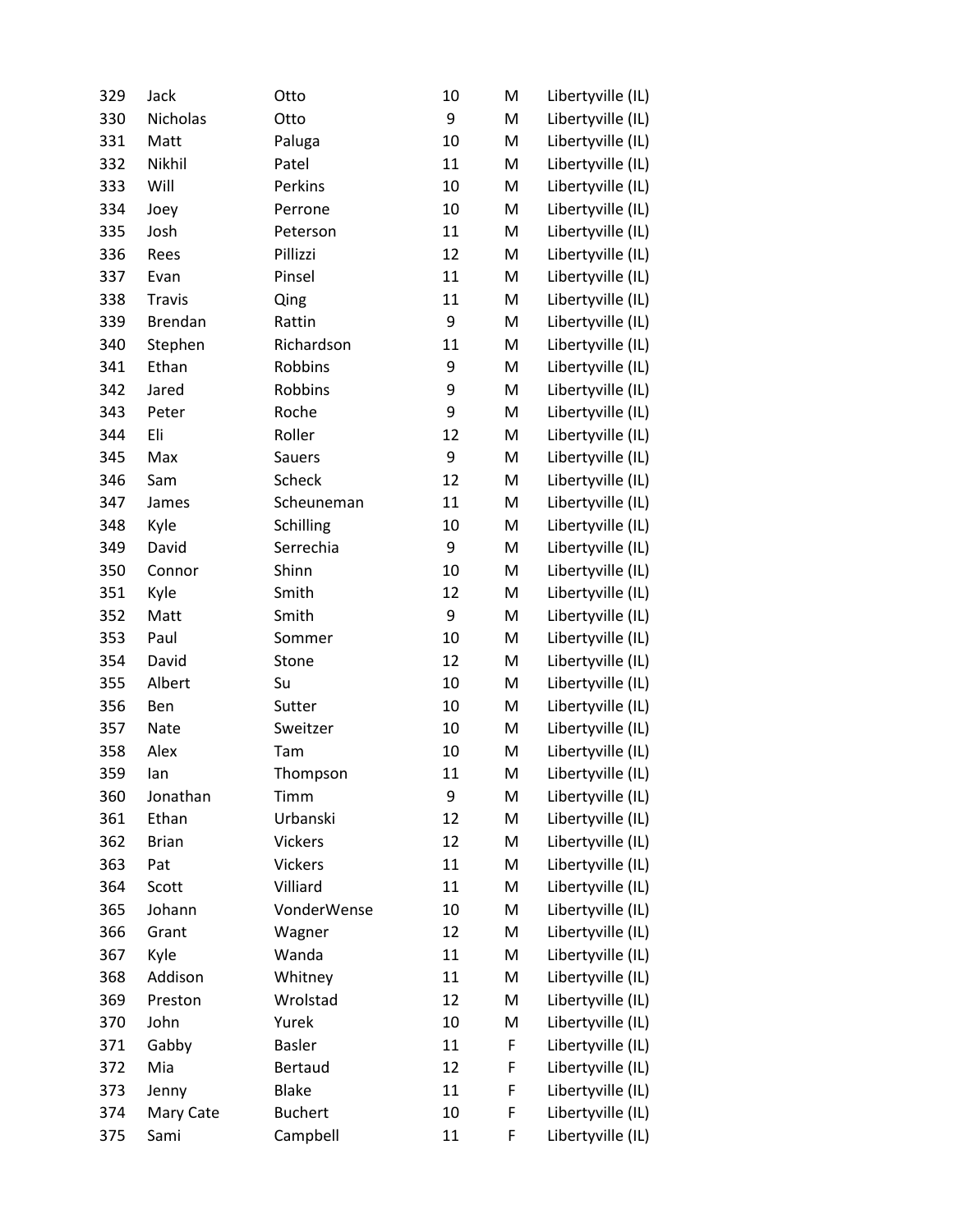| | | | | | |
|---|---|---|---|---|---|
| 329 | Jack | Otto | 10 | M | Libertyville (IL) |
| 330 | Nicholas | Otto | 9 | M | Libertyville (IL) |
| 331 | Matt | Paluga | 10 | M | Libertyville (IL) |
| 332 | Nikhil | Patel | 11 | M | Libertyville (IL) |
| 333 | Will | Perkins | 10 | M | Libertyville (IL) |
| 334 | Joey | Perrone | 10 | M | Libertyville (IL) |
| 335 | Josh | Peterson | 11 | M | Libertyville (IL) |
| 336 | Rees | Pillizzi | 12 | M | Libertyville (IL) |
| 337 | Evan | Pinsel | 11 | M | Libertyville (IL) |
| 338 | Travis | Qing | 11 | M | Libertyville (IL) |
| 339 | Brendan | Rattin | 9 | M | Libertyville (IL) |
| 340 | Stephen | Richardson | 11 | M | Libertyville (IL) |
| 341 | Ethan | Robbins | 9 | M | Libertyville (IL) |
| 342 | Jared | Robbins | 9 | M | Libertyville (IL) |
| 343 | Peter | Roche | 9 | M | Libertyville (IL) |
| 344 | Eli | Roller | 12 | M | Libertyville (IL) |
| 345 | Max | Sauers | 9 | M | Libertyville (IL) |
| 346 | Sam | Scheck | 12 | M | Libertyville (IL) |
| 347 | James | Scheuneman | 11 | M | Libertyville (IL) |
| 348 | Kyle | Schilling | 10 | M | Libertyville (IL) |
| 349 | David | Serrechia | 9 | M | Libertyville (IL) |
| 350 | Connor | Shinn | 10 | M | Libertyville (IL) |
| 351 | Kyle | Smith | 12 | M | Libertyville (IL) |
| 352 | Matt | Smith | 9 | M | Libertyville (IL) |
| 353 | Paul | Sommer | 10 | M | Libertyville (IL) |
| 354 | David | Stone | 12 | M | Libertyville (IL) |
| 355 | Albert | Su | 10 | M | Libertyville (IL) |
| 356 | Ben | Sutter | 10 | M | Libertyville (IL) |
| 357 | Nate | Sweitzer | 10 | M | Libertyville (IL) |
| 358 | Alex | Tam | 10 | M | Libertyville (IL) |
| 359 | Ian | Thompson | 11 | M | Libertyville (IL) |
| 360 | Jonathan | Timm | 9 | M | Libertyville (IL) |
| 361 | Ethan | Urbanski | 12 | M | Libertyville (IL) |
| 362 | Brian | Vickers | 12 | M | Libertyville (IL) |
| 363 | Pat | Vickers | 11 | M | Libertyville (IL) |
| 364 | Scott | Villiard | 11 | M | Libertyville (IL) |
| 365 | Johann | VonderWense | 10 | M | Libertyville (IL) |
| 366 | Grant | Wagner | 12 | M | Libertyville (IL) |
| 367 | Kyle | Wanda | 11 | M | Libertyville (IL) |
| 368 | Addison | Whitney | 11 | M | Libertyville (IL) |
| 369 | Preston | Wrolstad | 12 | M | Libertyville (IL) |
| 370 | John | Yurek | 10 | M | Libertyville (IL) |
| 371 | Gabby | Basler | 11 | F | Libertyville (IL) |
| 372 | Mia | Bertaud | 12 | F | Libertyville (IL) |
| 373 | Jenny | Blake | 11 | F | Libertyville (IL) |
| 374 | Mary Cate | Buchert | 10 | F | Libertyville (IL) |
| 375 | Sami | Campbell | 11 | F | Libertyville (IL) |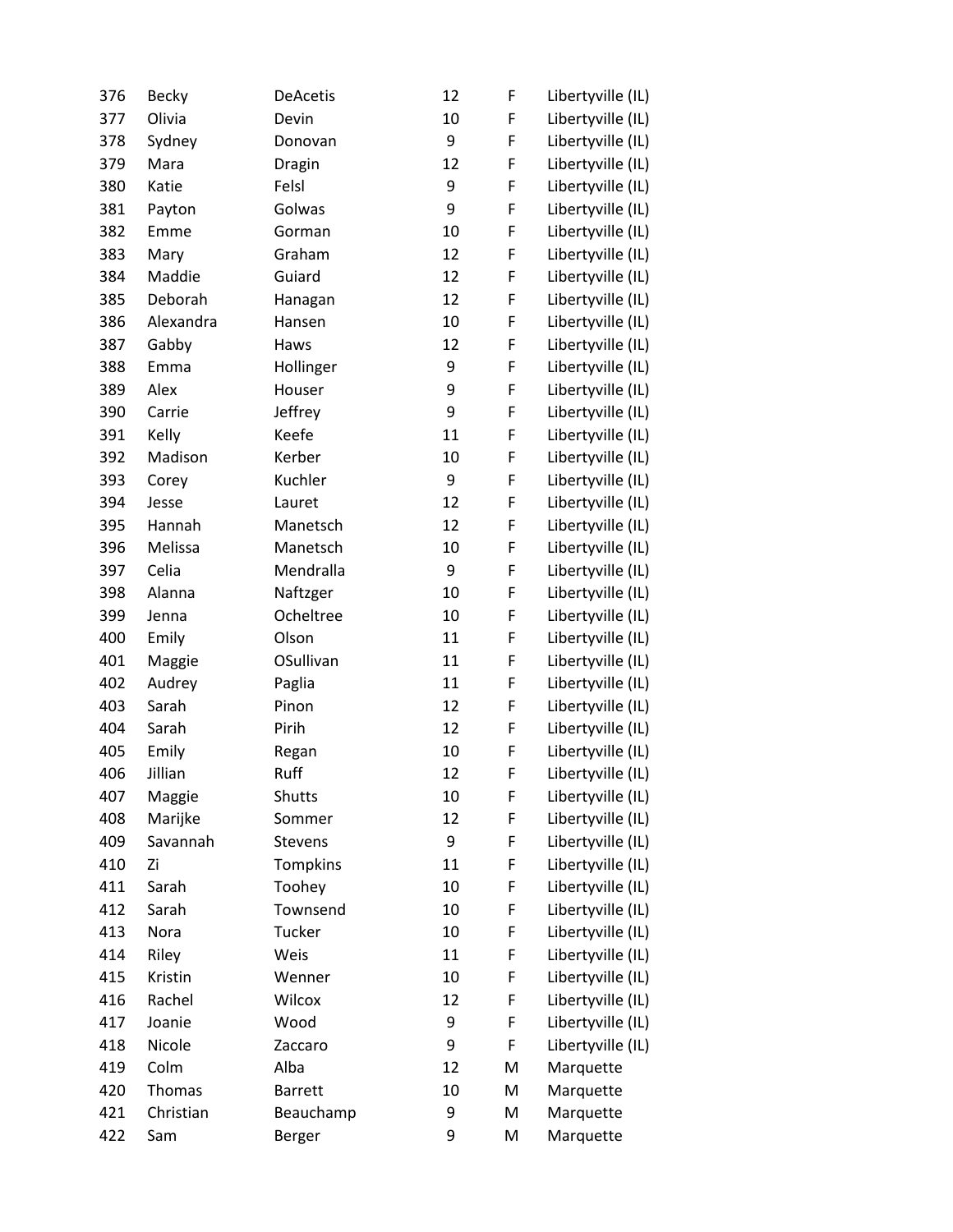| | | | | | |
|---|---|---|---|---|---|
| 376 | Becky | DeAcetis | 12 | F | Libertyville (IL) |
| 377 | Olivia | Devin | 10 | F | Libertyville (IL) |
| 378 | Sydney | Donovan | 9 | F | Libertyville (IL) |
| 379 | Mara | Dragin | 12 | F | Libertyville (IL) |
| 380 | Katie | Felsl | 9 | F | Libertyville (IL) |
| 381 | Payton | Golwas | 9 | F | Libertyville (IL) |
| 382 | Emme | Gorman | 10 | F | Libertyville (IL) |
| 383 | Mary | Graham | 12 | F | Libertyville (IL) |
| 384 | Maddie | Guiard | 12 | F | Libertyville (IL) |
| 385 | Deborah | Hanagan | 12 | F | Libertyville (IL) |
| 386 | Alexandra | Hansen | 10 | F | Libertyville (IL) |
| 387 | Gabby | Haws | 12 | F | Libertyville (IL) |
| 388 | Emma | Hollinger | 9 | F | Libertyville (IL) |
| 389 | Alex | Houser | 9 | F | Libertyville (IL) |
| 390 | Carrie | Jeffrey | 9 | F | Libertyville (IL) |
| 391 | Kelly | Keefe | 11 | F | Libertyville (IL) |
| 392 | Madison | Kerber | 10 | F | Libertyville (IL) |
| 393 | Corey | Kuchler | 9 | F | Libertyville (IL) |
| 394 | Jesse | Lauret | 12 | F | Libertyville (IL) |
| 395 | Hannah | Manetsch | 12 | F | Libertyville (IL) |
| 396 | Melissa | Manetsch | 10 | F | Libertyville (IL) |
| 397 | Celia | Mendralla | 9 | F | Libertyville (IL) |
| 398 | Alanna | Naftzger | 10 | F | Libertyville (IL) |
| 399 | Jenna | Ocheltree | 10 | F | Libertyville (IL) |
| 400 | Emily | Olson | 11 | F | Libertyville (IL) |
| 401 | Maggie | OSullivan | 11 | F | Libertyville (IL) |
| 402 | Audrey | Paglia | 11 | F | Libertyville (IL) |
| 403 | Sarah | Pinon | 12 | F | Libertyville (IL) |
| 404 | Sarah | Pirih | 12 | F | Libertyville (IL) |
| 405 | Emily | Regan | 10 | F | Libertyville (IL) |
| 406 | Jillian | Ruff | 12 | F | Libertyville (IL) |
| 407 | Maggie | Shutts | 10 | F | Libertyville (IL) |
| 408 | Marijke | Sommer | 12 | F | Libertyville (IL) |
| 409 | Savannah | Stevens | 9 | F | Libertyville (IL) |
| 410 | Zi | Tompkins | 11 | F | Libertyville (IL) |
| 411 | Sarah | Toohey | 10 | F | Libertyville (IL) |
| 412 | Sarah | Townsend | 10 | F | Libertyville (IL) |
| 413 | Nora | Tucker | 10 | F | Libertyville (IL) |
| 414 | Riley | Weis | 11 | F | Libertyville (IL) |
| 415 | Kristin | Wenner | 10 | F | Libertyville (IL) |
| 416 | Rachel | Wilcox | 12 | F | Libertyville (IL) |
| 417 | Joanie | Wood | 9 | F | Libertyville (IL) |
| 418 | Nicole | Zaccaro | 9 | F | Libertyville (IL) |
| 419 | Colm | Alba | 12 | M | Marquette |
| 420 | Thomas | Barrett | 10 | M | Marquette |
| 421 | Christian | Beauchamp | 9 | M | Marquette |
| 422 | Sam | Berger | 9 | M | Marquette |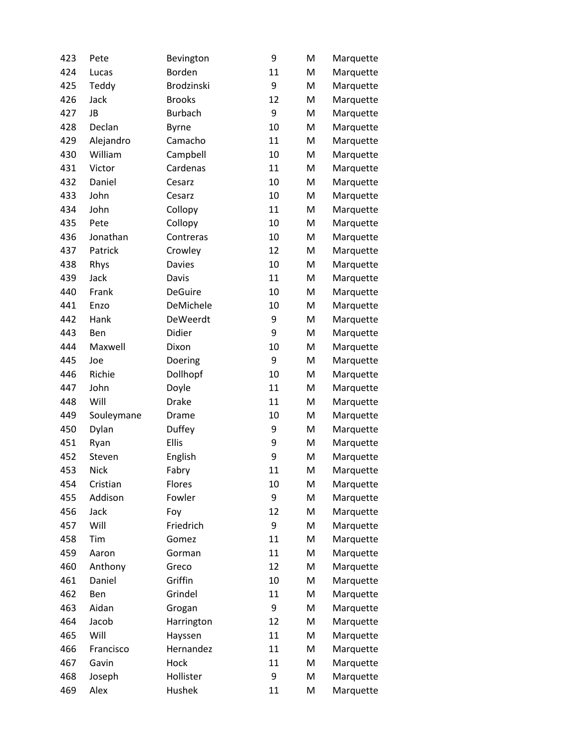| | | | | | |
|---|---|---|---|---|---|
| 423 | Pete | Bevington | 9 | M | Marquette |
| 424 | Lucas | Borden | 11 | M | Marquette |
| 425 | Teddy | Brodzinski | 9 | M | Marquette |
| 426 | Jack | Brooks | 12 | M | Marquette |
| 427 | JB | Burbach | 9 | M | Marquette |
| 428 | Declan | Byrne | 10 | M | Marquette |
| 429 | Alejandro | Camacho | 11 | M | Marquette |
| 430 | William | Campbell | 10 | M | Marquette |
| 431 | Victor | Cardenas | 11 | M | Marquette |
| 432 | Daniel | Cesarz | 10 | M | Marquette |
| 433 | John | Cesarz | 10 | M | Marquette |
| 434 | John | Collopy | 11 | M | Marquette |
| 435 | Pete | Collopy | 10 | M | Marquette |
| 436 | Jonathan | Contreras | 10 | M | Marquette |
| 437 | Patrick | Crowley | 12 | M | Marquette |
| 438 | Rhys | Davies | 10 | M | Marquette |
| 439 | Jack | Davis | 11 | M | Marquette |
| 440 | Frank | DeGuire | 10 | M | Marquette |
| 441 | Enzo | DeMichele | 10 | M | Marquette |
| 442 | Hank | DeWeerdt | 9 | M | Marquette |
| 443 | Ben | Didier | 9 | M | Marquette |
| 444 | Maxwell | Dixon | 10 | M | Marquette |
| 445 | Joe | Doering | 9 | M | Marquette |
| 446 | Richie | Dollhopf | 10 | M | Marquette |
| 447 | John | Doyle | 11 | M | Marquette |
| 448 | Will | Drake | 11 | M | Marquette |
| 449 | Souleymane | Drame | 10 | M | Marquette |
| 450 | Dylan | Duffey | 9 | M | Marquette |
| 451 | Ryan | Ellis | 9 | M | Marquette |
| 452 | Steven | English | 9 | M | Marquette |
| 453 | Nick | Fabry | 11 | M | Marquette |
| 454 | Cristian | Flores | 10 | M | Marquette |
| 455 | Addison | Fowler | 9 | M | Marquette |
| 456 | Jack | Foy | 12 | M | Marquette |
| 457 | Will | Friedrich | 9 | M | Marquette |
| 458 | Tim | Gomez | 11 | M | Marquette |
| 459 | Aaron | Gorman | 11 | M | Marquette |
| 460 | Anthony | Greco | 12 | M | Marquette |
| 461 | Daniel | Griffin | 10 | M | Marquette |
| 462 | Ben | Grindel | 11 | M | Marquette |
| 463 | Aidan | Grogan | 9 | M | Marquette |
| 464 | Jacob | Harrington | 12 | M | Marquette |
| 465 | Will | Hayssen | 11 | M | Marquette |
| 466 | Francisco | Hernandez | 11 | M | Marquette |
| 467 | Gavin | Hock | 11 | M | Marquette |
| 468 | Joseph | Hollister | 9 | M | Marquette |
| 469 | Alex | Hushek | 11 | M | Marquette |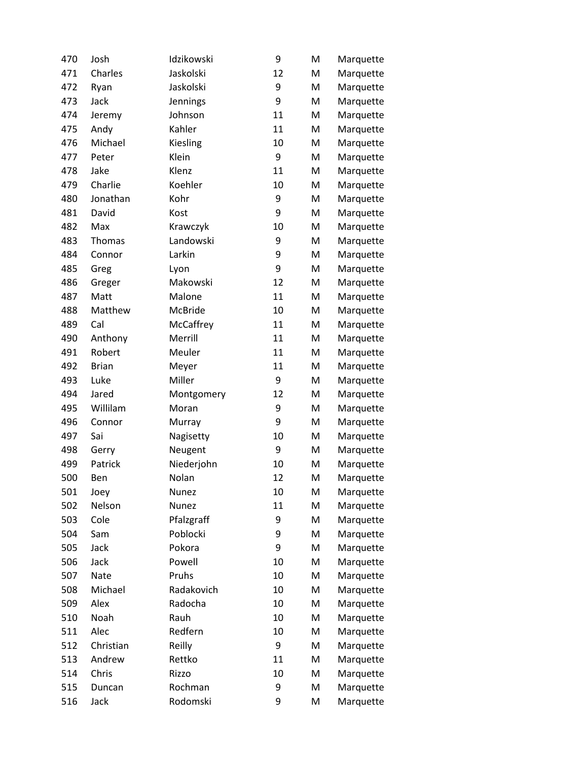| | | | | | |
|---|---|---|---|---|---|
| 470 | Josh | Idzikowski | 9 | M | Marquette |
| 471 | Charles | Jaskolski | 12 | M | Marquette |
| 472 | Ryan | Jaskolski | 9 | M | Marquette |
| 473 | Jack | Jennings | 9 | M | Marquette |
| 474 | Jeremy | Johnson | 11 | M | Marquette |
| 475 | Andy | Kahler | 11 | M | Marquette |
| 476 | Michael | Kiesling | 10 | M | Marquette |
| 477 | Peter | Klein | 9 | M | Marquette |
| 478 | Jake | Klenz | 11 | M | Marquette |
| 479 | Charlie | Koehler | 10 | M | Marquette |
| 480 | Jonathan | Kohr | 9 | M | Marquette |
| 481 | David | Kost | 9 | M | Marquette |
| 482 | Max | Krawczyk | 10 | M | Marquette |
| 483 | Thomas | Landowski | 9 | M | Marquette |
| 484 | Connor | Larkin | 9 | M | Marquette |
| 485 | Greg | Lyon | 9 | M | Marquette |
| 486 | Greger | Makowski | 12 | M | Marquette |
| 487 | Matt | Malone | 11 | M | Marquette |
| 488 | Matthew | McBride | 10 | M | Marquette |
| 489 | Cal | McCaffrey | 11 | M | Marquette |
| 490 | Anthony | Merrill | 11 | M | Marquette |
| 491 | Robert | Meuler | 11 | M | Marquette |
| 492 | Brian | Meyer | 11 | M | Marquette |
| 493 | Luke | Miller | 9 | M | Marquette |
| 494 | Jared | Montgomery | 12 | M | Marquette |
| 495 | Willilam | Moran | 9 | M | Marquette |
| 496 | Connor | Murray | 9 | M | Marquette |
| 497 | Sai | Nagisetty | 10 | M | Marquette |
| 498 | Gerry | Neugent | 9 | M | Marquette |
| 499 | Patrick | Niederjohn | 10 | M | Marquette |
| 500 | Ben | Nolan | 12 | M | Marquette |
| 501 | Joey | Nunez | 10 | M | Marquette |
| 502 | Nelson | Nunez | 11 | M | Marquette |
| 503 | Cole | Pfalzgraff | 9 | M | Marquette |
| 504 | Sam | Poblocki | 9 | M | Marquette |
| 505 | Jack | Pokora | 9 | M | Marquette |
| 506 | Jack | Powell | 10 | M | Marquette |
| 507 | Nate | Pruhs | 10 | M | Marquette |
| 508 | Michael | Radakovich | 10 | M | Marquette |
| 509 | Alex | Radocha | 10 | M | Marquette |
| 510 | Noah | Rauh | 10 | M | Marquette |
| 511 | Alec | Redfern | 10 | M | Marquette |
| 512 | Christian | Reilly | 9 | M | Marquette |
| 513 | Andrew | Rettko | 11 | M | Marquette |
| 514 | Chris | Rizzo | 10 | M | Marquette |
| 515 | Duncan | Rochman | 9 | M | Marquette |
| 516 | Jack | Rodomski | 9 | M | Marquette |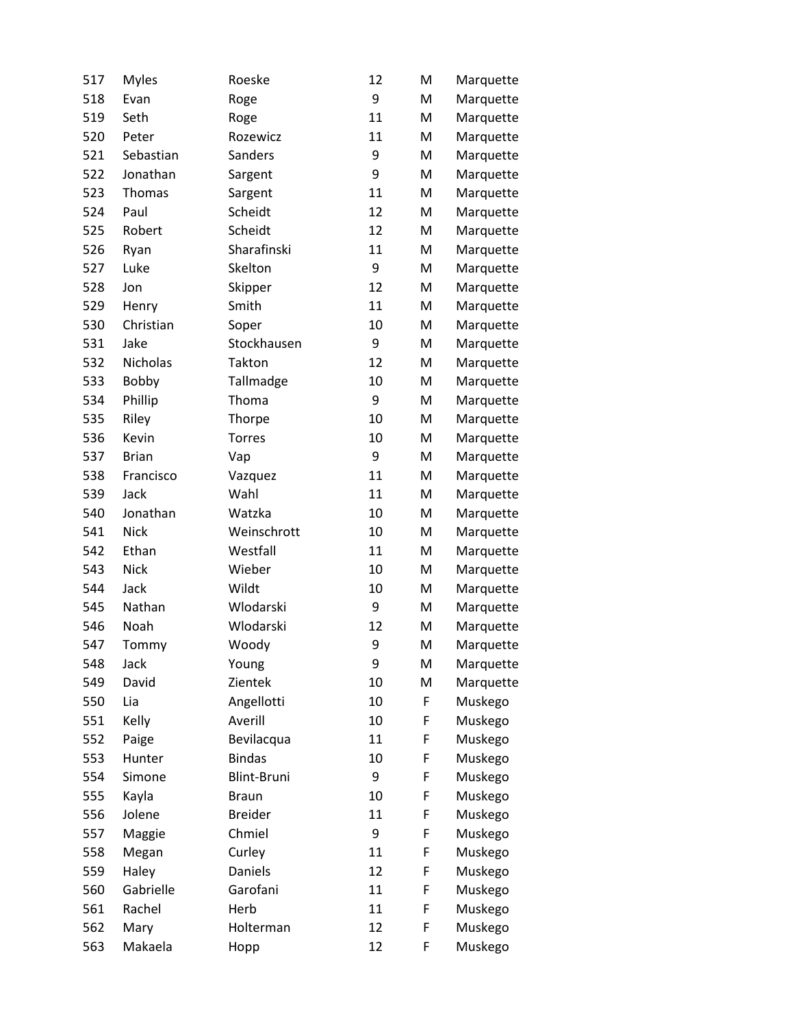| | | | | | |
|---|---|---|---|---|---|
| 517 | Myles | Roeske | 12 | M | Marquette |
| 518 | Evan | Roge | 9 | M | Marquette |
| 519 | Seth | Roge | 11 | M | Marquette |
| 520 | Peter | Rozewicz | 11 | M | Marquette |
| 521 | Sebastian | Sanders | 9 | M | Marquette |
| 522 | Jonathan | Sargent | 9 | M | Marquette |
| 523 | Thomas | Sargent | 11 | M | Marquette |
| 524 | Paul | Scheidt | 12 | M | Marquette |
| 525 | Robert | Scheidt | 12 | M | Marquette |
| 526 | Ryan | Sharafinski | 11 | M | Marquette |
| 527 | Luke | Skelton | 9 | M | Marquette |
| 528 | Jon | Skipper | 12 | M | Marquette |
| 529 | Henry | Smith | 11 | M | Marquette |
| 530 | Christian | Soper | 10 | M | Marquette |
| 531 | Jake | Stockhausen | 9 | M | Marquette |
| 532 | Nicholas | Takton | 12 | M | Marquette |
| 533 | Bobby | Tallmadge | 10 | M | Marquette |
| 534 | Phillip | Thoma | 9 | M | Marquette |
| 535 | Riley | Thorpe | 10 | M | Marquette |
| 536 | Kevin | Torres | 10 | M | Marquette |
| 537 | Brian | Vap | 9 | M | Marquette |
| 538 | Francisco | Vazquez | 11 | M | Marquette |
| 539 | Jack | Wahl | 11 | M | Marquette |
| 540 | Jonathan | Watzka | 10 | M | Marquette |
| 541 | Nick | Weinschrott | 10 | M | Marquette |
| 542 | Ethan | Westfall | 11 | M | Marquette |
| 543 | Nick | Wieber | 10 | M | Marquette |
| 544 | Jack | Wildt | 10 | M | Marquette |
| 545 | Nathan | Wlodarski | 9 | M | Marquette |
| 546 | Noah | Wlodarski | 12 | M | Marquette |
| 547 | Tommy | Woody | 9 | M | Marquette |
| 548 | Jack | Young | 9 | M | Marquette |
| 549 | David | Zientek | 10 | M | Marquette |
| 550 | Lia | Angellotti | 10 | F | Muskego |
| 551 | Kelly | Averill | 10 | F | Muskego |
| 552 | Paige | Bevilacqua | 11 | F | Muskego |
| 553 | Hunter | Bindas | 10 | F | Muskego |
| 554 | Simone | Blint-Bruni | 9 | F | Muskego |
| 555 | Kayla | Braun | 10 | F | Muskego |
| 556 | Jolene | Breider | 11 | F | Muskego |
| 557 | Maggie | Chmiel | 9 | F | Muskego |
| 558 | Megan | Curley | 11 | F | Muskego |
| 559 | Haley | Daniels | 12 | F | Muskego |
| 560 | Gabrielle | Garofani | 11 | F | Muskego |
| 561 | Rachel | Herb | 11 | F | Muskego |
| 562 | Mary | Holterman | 12 | F | Muskego |
| 563 | Makaela | Hopp | 12 | F | Muskego |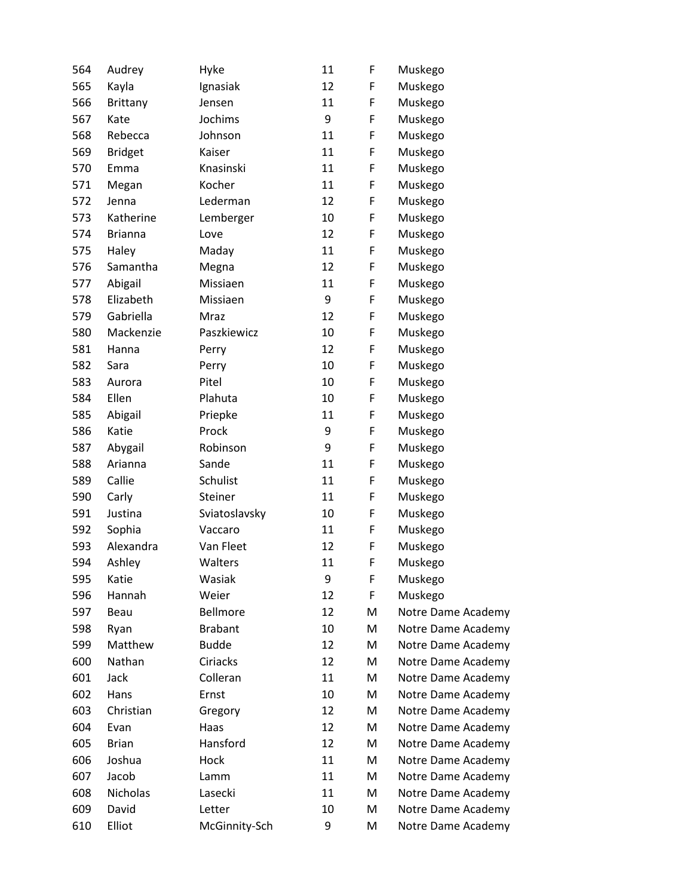| | | | | | |
|---|---|---|---|---|---|
| 564 | Audrey | Hyke | 11 | F | Muskego |
| 565 | Kayla | Ignasiak | 12 | F | Muskego |
| 566 | Brittany | Jensen | 11 | F | Muskego |
| 567 | Kate | Jochims | 9 | F | Muskego |
| 568 | Rebecca | Johnson | 11 | F | Muskego |
| 569 | Bridget | Kaiser | 11 | F | Muskego |
| 570 | Emma | Knasinski | 11 | F | Muskego |
| 571 | Megan | Kocher | 11 | F | Muskego |
| 572 | Jenna | Lederman | 12 | F | Muskego |
| 573 | Katherine | Lemberger | 10 | F | Muskego |
| 574 | Brianna | Love | 12 | F | Muskego |
| 575 | Haley | Maday | 11 | F | Muskego |
| 576 | Samantha | Megna | 12 | F | Muskego |
| 577 | Abigail | Missiaen | 11 | F | Muskego |
| 578 | Elizabeth | Missiaen | 9 | F | Muskego |
| 579 | Gabriella | Mraz | 12 | F | Muskego |
| 580 | Mackenzie | Paszkiewicz | 10 | F | Muskego |
| 581 | Hanna | Perry | 12 | F | Muskego |
| 582 | Sara | Perry | 10 | F | Muskego |
| 583 | Aurora | Pitel | 10 | F | Muskego |
| 584 | Ellen | Plahuta | 10 | F | Muskego |
| 585 | Abigail | Priepke | 11 | F | Muskego |
| 586 | Katie | Prock | 9 | F | Muskego |
| 587 | Abygail | Robinson | 9 | F | Muskego |
| 588 | Arianna | Sande | 11 | F | Muskego |
| 589 | Callie | Schulist | 11 | F | Muskego |
| 590 | Carly | Steiner | 11 | F | Muskego |
| 591 | Justina | Sviatoslavsky | 10 | F | Muskego |
| 592 | Sophia | Vaccaro | 11 | F | Muskego |
| 593 | Alexandra | Van Fleet | 12 | F | Muskego |
| 594 | Ashley | Walters | 11 | F | Muskego |
| 595 | Katie | Wasiak | 9 | F | Muskego |
| 596 | Hannah | Weier | 12 | F | Muskego |
| 597 | Beau | Bellmore | 12 | M | Notre Dame Academy |
| 598 | Ryan | Brabant | 10 | M | Notre Dame Academy |
| 599 | Matthew | Budde | 12 | M | Notre Dame Academy |
| 600 | Nathan | Ciriacks | 12 | M | Notre Dame Academy |
| 601 | Jack | Colleran | 11 | M | Notre Dame Academy |
| 602 | Hans | Ernst | 10 | M | Notre Dame Academy |
| 603 | Christian | Gregory | 12 | M | Notre Dame Academy |
| 604 | Evan | Haas | 12 | M | Notre Dame Academy |
| 605 | Brian | Hansford | 12 | M | Notre Dame Academy |
| 606 | Joshua | Hock | 11 | M | Notre Dame Academy |
| 607 | Jacob | Lamm | 11 | M | Notre Dame Academy |
| 608 | Nicholas | Lasecki | 11 | M | Notre Dame Academy |
| 609 | David | Letter | 10 | M | Notre Dame Academy |
| 610 | Elliot | McGinnity-Sch | 9 | M | Notre Dame Academy |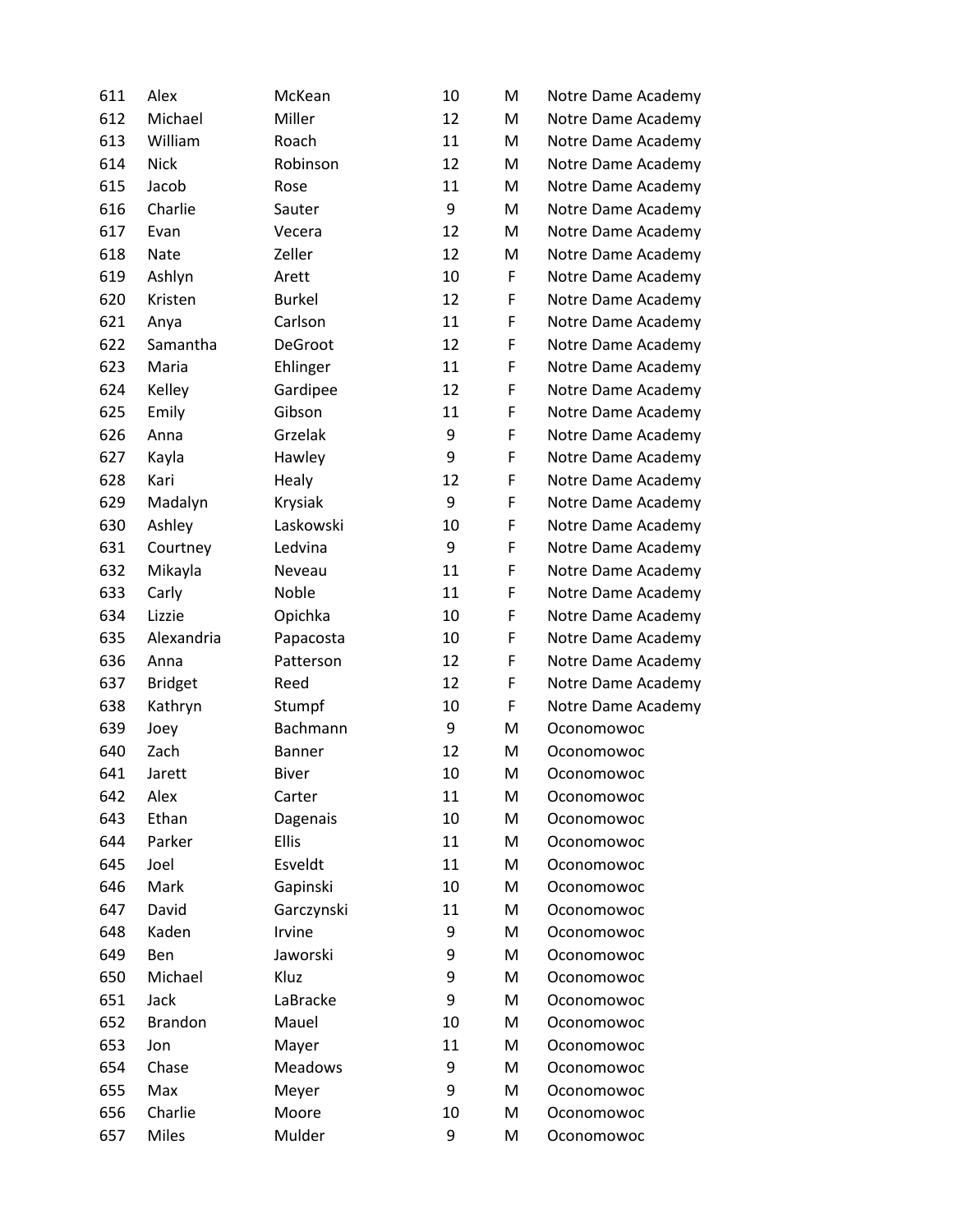| | | | | | |
|---|---|---|---|---|---|
| 611 | Alex | McKean | 10 | M | Notre Dame Academy |
| 612 | Michael | Miller | 12 | M | Notre Dame Academy |
| 613 | William | Roach | 11 | M | Notre Dame Academy |
| 614 | Nick | Robinson | 12 | M | Notre Dame Academy |
| 615 | Jacob | Rose | 11 | M | Notre Dame Academy |
| 616 | Charlie | Sauter | 9 | M | Notre Dame Academy |
| 617 | Evan | Vecera | 12 | M | Notre Dame Academy |
| 618 | Nate | Zeller | 12 | M | Notre Dame Academy |
| 619 | Ashlyn | Arett | 10 | F | Notre Dame Academy |
| 620 | Kristen | Burkel | 12 | F | Notre Dame Academy |
| 621 | Anya | Carlson | 11 | F | Notre Dame Academy |
| 622 | Samantha | DeGroot | 12 | F | Notre Dame Academy |
| 623 | Maria | Ehlinger | 11 | F | Notre Dame Academy |
| 624 | Kelley | Gardipee | 12 | F | Notre Dame Academy |
| 625 | Emily | Gibson | 11 | F | Notre Dame Academy |
| 626 | Anna | Grzelak | 9 | F | Notre Dame Academy |
| 627 | Kayla | Hawley | 9 | F | Notre Dame Academy |
| 628 | Kari | Healy | 12 | F | Notre Dame Academy |
| 629 | Madalyn | Krysiak | 9 | F | Notre Dame Academy |
| 630 | Ashley | Laskowski | 10 | F | Notre Dame Academy |
| 631 | Courtney | Ledvina | 9 | F | Notre Dame Academy |
| 632 | Mikayla | Neveau | 11 | F | Notre Dame Academy |
| 633 | Carly | Noble | 11 | F | Notre Dame Academy |
| 634 | Lizzie | Opichka | 10 | F | Notre Dame Academy |
| 635 | Alexandria | Papacosta | 10 | F | Notre Dame Academy |
| 636 | Anna | Patterson | 12 | F | Notre Dame Academy |
| 637 | Bridget | Reed | 12 | F | Notre Dame Academy |
| 638 | Kathryn | Stumpf | 10 | F | Notre Dame Academy |
| 639 | Joey | Bachmann | 9 | M | Oconomowoc |
| 640 | Zach | Banner | 12 | M | Oconomowoc |
| 641 | Jarett | Biver | 10 | M | Oconomowoc |
| 642 | Alex | Carter | 11 | M | Oconomowoc |
| 643 | Ethan | Dagenais | 10 | M | Oconomowoc |
| 644 | Parker | Ellis | 11 | M | Oconomowoc |
| 645 | Joel | Esveldt | 11 | M | Oconomowoc |
| 646 | Mark | Gapinski | 10 | M | Oconomowoc |
| 647 | David | Garczynski | 11 | M | Oconomowoc |
| 648 | Kaden | Irvine | 9 | M | Oconomowoc |
| 649 | Ben | Jaworski | 9 | M | Oconomowoc |
| 650 | Michael | Kluz | 9 | M | Oconomowoc |
| 651 | Jack | LaBracke | 9 | M | Oconomowoc |
| 652 | Brandon | Mauel | 10 | M | Oconomowoc |
| 653 | Jon | Mayer | 11 | M | Oconomowoc |
| 654 | Chase | Meadows | 9 | M | Oconomowoc |
| 655 | Max | Meyer | 9 | M | Oconomowoc |
| 656 | Charlie | Moore | 10 | M | Oconomowoc |
| 657 | Miles | Mulder | 9 | M | Oconomowoc |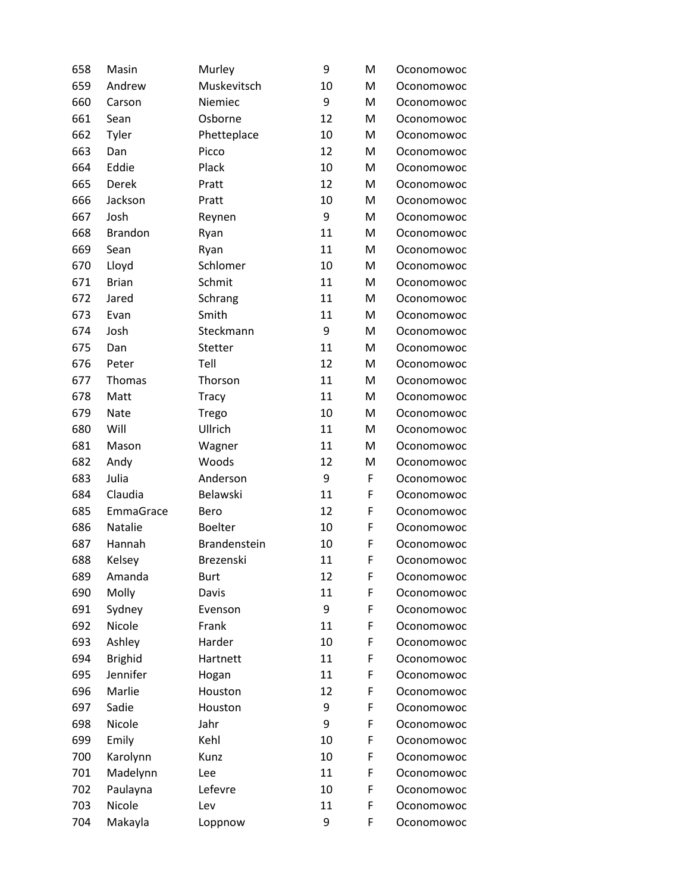| | | | | | |
|---|---|---|---|---|---|
| 658 | Masin | Murley | 9 | M | Oconomowoc |
| 659 | Andrew | Muskevitsch | 10 | M | Oconomowoc |
| 660 | Carson | Niemiec | 9 | M | Oconomowoc |
| 661 | Sean | Osborne | 12 | M | Oconomowoc |
| 662 | Tyler | Phetteplace | 10 | M | Oconomowoc |
| 663 | Dan | Picco | 12 | M | Oconomowoc |
| 664 | Eddie | Plack | 10 | M | Oconomowoc |
| 665 | Derek | Pratt | 12 | M | Oconomowoc |
| 666 | Jackson | Pratt | 10 | M | Oconomowoc |
| 667 | Josh | Reynen | 9 | M | Oconomowoc |
| 668 | Brandon | Ryan | 11 | M | Oconomowoc |
| 669 | Sean | Ryan | 11 | M | Oconomowoc |
| 670 | Lloyd | Schlomer | 10 | M | Oconomowoc |
| 671 | Brian | Schmit | 11 | M | Oconomowoc |
| 672 | Jared | Schrang | 11 | M | Oconomowoc |
| 673 | Evan | Smith | 11 | M | Oconomowoc |
| 674 | Josh | Steckmann | 9 | M | Oconomowoc |
| 675 | Dan | Stetter | 11 | M | Oconomowoc |
| 676 | Peter | Tell | 12 | M | Oconomowoc |
| 677 | Thomas | Thorson | 11 | M | Oconomowoc |
| 678 | Matt | Tracy | 11 | M | Oconomowoc |
| 679 | Nate | Trego | 10 | M | Oconomowoc |
| 680 | Will | Ullrich | 11 | M | Oconomowoc |
| 681 | Mason | Wagner | 11 | M | Oconomowoc |
| 682 | Andy | Woods | 12 | M | Oconomowoc |
| 683 | Julia | Anderson | 9 | F | Oconomowoc |
| 684 | Claudia | Belawski | 11 | F | Oconomowoc |
| 685 | EmmaGrace | Bero | 12 | F | Oconomowoc |
| 686 | Natalie | Boelter | 10 | F | Oconomowoc |
| 687 | Hannah | Brandenstein | 10 | F | Oconomowoc |
| 688 | Kelsey | Brezenski | 11 | F | Oconomowoc |
| 689 | Amanda | Burt | 12 | F | Oconomowoc |
| 690 | Molly | Davis | 11 | F | Oconomowoc |
| 691 | Sydney | Evenson | 9 | F | Oconomowoc |
| 692 | Nicole | Frank | 11 | F | Oconomowoc |
| 693 | Ashley | Harder | 10 | F | Oconomowoc |
| 694 | Brighid | Hartnett | 11 | F | Oconomowoc |
| 695 | Jennifer | Hogan | 11 | F | Oconomowoc |
| 696 | Marlie | Houston | 12 | F | Oconomowoc |
| 697 | Sadie | Houston | 9 | F | Oconomowoc |
| 698 | Nicole | Jahr | 9 | F | Oconomowoc |
| 699 | Emily | Kehl | 10 | F | Oconomowoc |
| 700 | Karolynn | Kunz | 10 | F | Oconomowoc |
| 701 | Madelynn | Lee | 11 | F | Oconomowoc |
| 702 | Paulayna | Lefevre | 10 | F | Oconomowoc |
| 703 | Nicole | Lev | 11 | F | Oconomowoc |
| 704 | Makayla | Loppnow | 9 | F | Oconomowoc |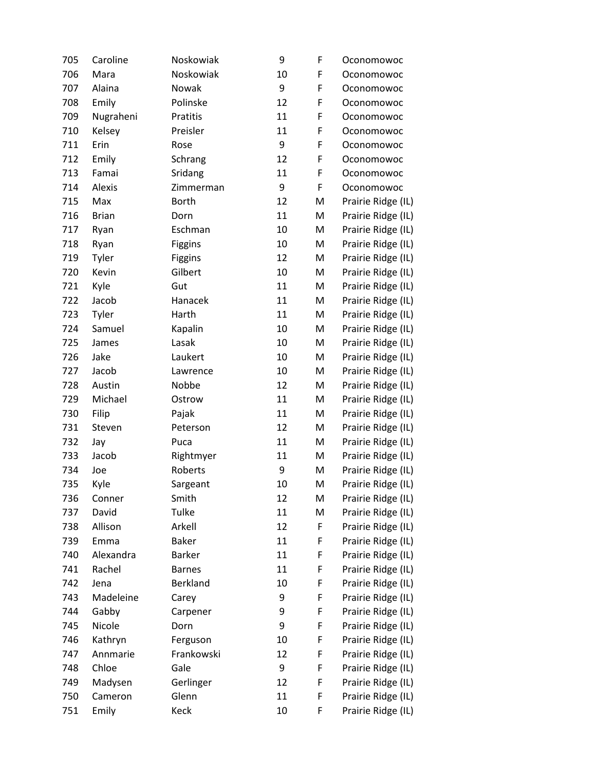| | | | | | |
|---|---|---|---|---|---|
| 705 | Caroline | Noskowiak | 9 | F | Oconomowoc |
| 706 | Mara | Noskowiak | 10 | F | Oconomowoc |
| 707 | Alaina | Nowak | 9 | F | Oconomowoc |
| 708 | Emily | Polinske | 12 | F | Oconomowoc |
| 709 | Nugraheni | Pratitis | 11 | F | Oconomowoc |
| 710 | Kelsey | Preisler | 11 | F | Oconomowoc |
| 711 | Erin | Rose | 9 | F | Oconomowoc |
| 712 | Emily | Schrang | 12 | F | Oconomowoc |
| 713 | Famai | Sridang | 11 | F | Oconomowoc |
| 714 | Alexis | Zimmerman | 9 | F | Oconomowoc |
| 715 | Max | Borth | 12 | M | Prairie Ridge (IL) |
| 716 | Brian | Dorn | 11 | M | Prairie Ridge (IL) |
| 717 | Ryan | Eschman | 10 | M | Prairie Ridge (IL) |
| 718 | Ryan | Figgins | 10 | M | Prairie Ridge (IL) |
| 719 | Tyler | Figgins | 12 | M | Prairie Ridge (IL) |
| 720 | Kevin | Gilbert | 10 | M | Prairie Ridge (IL) |
| 721 | Kyle | Gut | 11 | M | Prairie Ridge (IL) |
| 722 | Jacob | Hanacek | 11 | M | Prairie Ridge (IL) |
| 723 | Tyler | Harth | 11 | M | Prairie Ridge (IL) |
| 724 | Samuel | Kapalin | 10 | M | Prairie Ridge (IL) |
| 725 | James | Lasak | 10 | M | Prairie Ridge (IL) |
| 726 | Jake | Laukert | 10 | M | Prairie Ridge (IL) |
| 727 | Jacob | Lawrence | 10 | M | Prairie Ridge (IL) |
| 728 | Austin | Nobbe | 12 | M | Prairie Ridge (IL) |
| 729 | Michael | Ostrow | 11 | M | Prairie Ridge (IL) |
| 730 | Filip | Pajak | 11 | M | Prairie Ridge (IL) |
| 731 | Steven | Peterson | 12 | M | Prairie Ridge (IL) |
| 732 | Jay | Puca | 11 | M | Prairie Ridge (IL) |
| 733 | Jacob | Rightmyer | 11 | M | Prairie Ridge (IL) |
| 734 | Joe | Roberts | 9 | M | Prairie Ridge (IL) |
| 735 | Kyle | Sargeant | 10 | M | Prairie Ridge (IL) |
| 736 | Conner | Smith | 12 | M | Prairie Ridge (IL) |
| 737 | David | Tulke | 11 | M | Prairie Ridge (IL) |
| 738 | Allison | Arkell | 12 | F | Prairie Ridge (IL) |
| 739 | Emma | Baker | 11 | F | Prairie Ridge (IL) |
| 740 | Alexandra | Barker | 11 | F | Prairie Ridge (IL) |
| 741 | Rachel | Barnes | 11 | F | Prairie Ridge (IL) |
| 742 | Jena | Berkland | 10 | F | Prairie Ridge (IL) |
| 743 | Madeleine | Carey | 9 | F | Prairie Ridge (IL) |
| 744 | Gabby | Carpener | 9 | F | Prairie Ridge (IL) |
| 745 | Nicole | Dorn | 9 | F | Prairie Ridge (IL) |
| 746 | Kathryn | Ferguson | 10 | F | Prairie Ridge (IL) |
| 747 | Annmarie | Frankowski | 12 | F | Prairie Ridge (IL) |
| 748 | Chloe | Gale | 9 | F | Prairie Ridge (IL) |
| 749 | Madysen | Gerlinger | 12 | F | Prairie Ridge (IL) |
| 750 | Cameron | Glenn | 11 | F | Prairie Ridge (IL) |
| 751 | Emily | Keck | 10 | F | Prairie Ridge (IL) |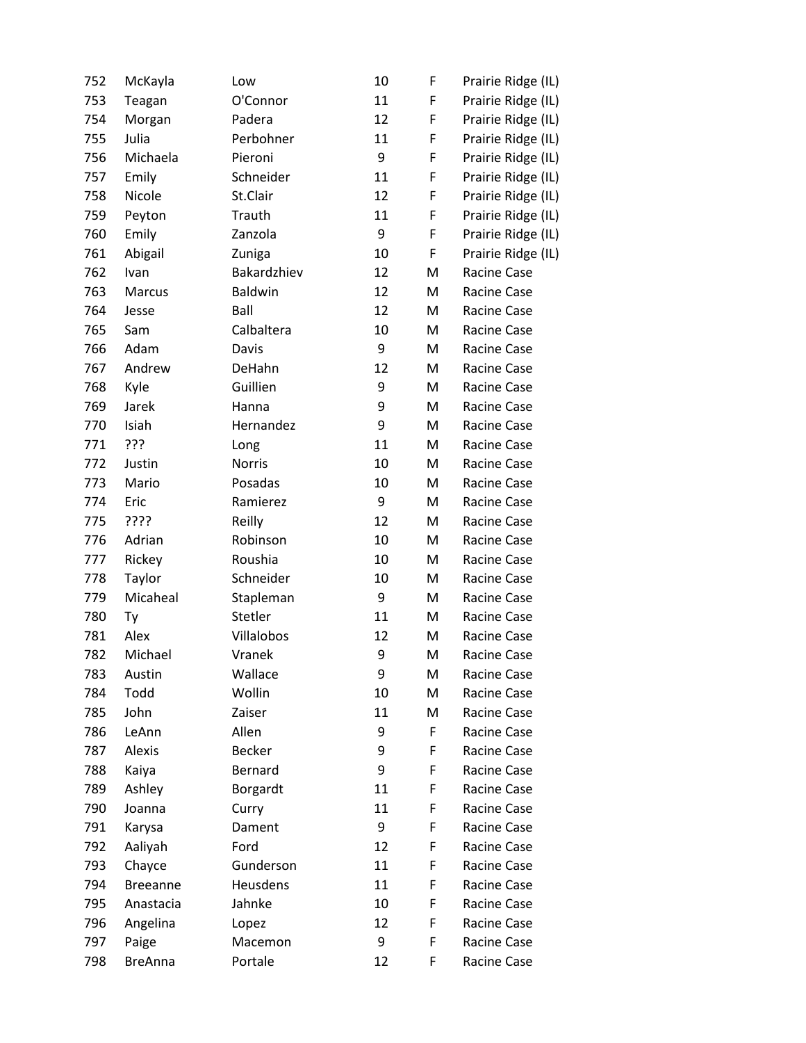| | | | | | |
|---|---|---|---|---|---|
| 752 | McKayla | Low | 10 | F | Prairie Ridge (IL) |
| 753 | Teagan | O'Connor | 11 | F | Prairie Ridge (IL) |
| 754 | Morgan | Padera | 12 | F | Prairie Ridge (IL) |
| 755 | Julia | Perbohner | 11 | F | Prairie Ridge (IL) |
| 756 | Michaela | Pieroni | 9 | F | Prairie Ridge (IL) |
| 757 | Emily | Schneider | 11 | F | Prairie Ridge (IL) |
| 758 | Nicole | St.Clair | 12 | F | Prairie Ridge (IL) |
| 759 | Peyton | Trauth | 11 | F | Prairie Ridge (IL) |
| 760 | Emily | Zanzola | 9 | F | Prairie Ridge (IL) |
| 761 | Abigail | Zuniga | 10 | F | Prairie Ridge (IL) |
| 762 | Ivan | Bakardzhiev | 12 | M | Racine Case |
| 763 | Marcus | Baldwin | 12 | M | Racine Case |
| 764 | Jesse | Ball | 12 | M | Racine Case |
| 765 | Sam | Calbaltera | 10 | M | Racine Case |
| 766 | Adam | Davis | 9 | M | Racine Case |
| 767 | Andrew | DeHahn | 12 | M | Racine Case |
| 768 | Kyle | Guillien | 9 | M | Racine Case |
| 769 | Jarek | Hanna | 9 | M | Racine Case |
| 770 | Isiah | Hernandez | 9 | M | Racine Case |
| 771 | ??? | Long | 11 | M | Racine Case |
| 772 | Justin | Norris | 10 | M | Racine Case |
| 773 | Mario | Posadas | 10 | M | Racine Case |
| 774 | Eric | Ramierez | 9 | M | Racine Case |
| 775 | ???? | Reilly | 12 | M | Racine Case |
| 776 | Adrian | Robinson | 10 | M | Racine Case |
| 777 | Rickey | Roushia | 10 | M | Racine Case |
| 778 | Taylor | Schneider | 10 | M | Racine Case |
| 779 | Micaheal | Stapleman | 9 | M | Racine Case |
| 780 | Ty | Stetler | 11 | M | Racine Case |
| 781 | Alex | Villalobos | 12 | M | Racine Case |
| 782 | Michael | Vranek | 9 | M | Racine Case |
| 783 | Austin | Wallace | 9 | M | Racine Case |
| 784 | Todd | Wollin | 10 | M | Racine Case |
| 785 | John | Zaiser | 11 | M | Racine Case |
| 786 | LeAnn | Allen | 9 | F | Racine Case |
| 787 | Alexis | Becker | 9 | F | Racine Case |
| 788 | Kaiya | Bernard | 9 | F | Racine Case |
| 789 | Ashley | Borgardt | 11 | F | Racine Case |
| 790 | Joanna | Curry | 11 | F | Racine Case |
| 791 | Karysa | Dament | 9 | F | Racine Case |
| 792 | Aaliyah | Ford | 12 | F | Racine Case |
| 793 | Chayce | Gunderson | 11 | F | Racine Case |
| 794 | Breeanne | Heusdens | 11 | F | Racine Case |
| 795 | Anastacia | Jahnke | 10 | F | Racine Case |
| 796 | Angelina | Lopez | 12 | F | Racine Case |
| 797 | Paige | Macemon | 9 | F | Racine Case |
| 798 | BreAnna | Portale | 12 | F | Racine Case |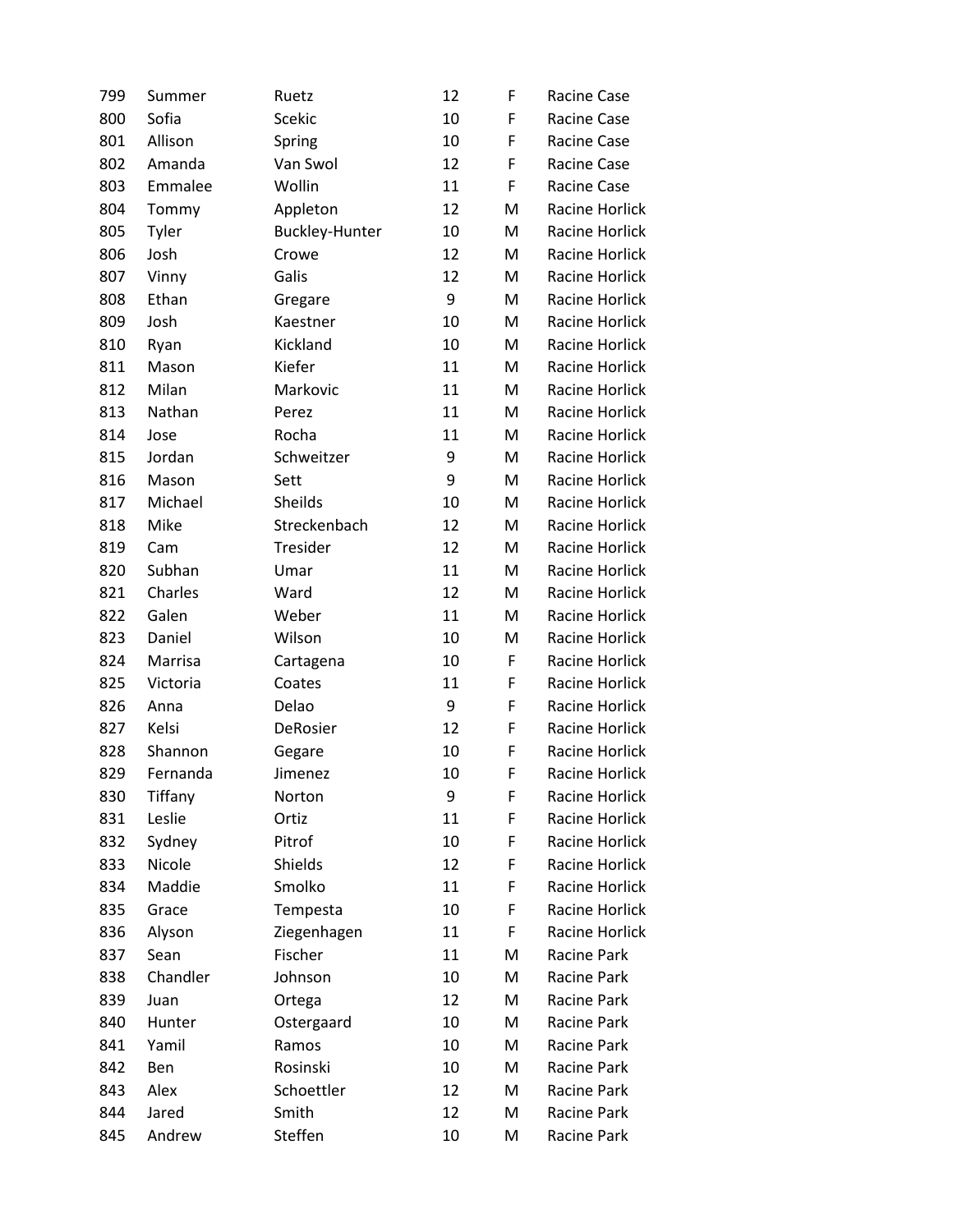| | | | | | |
|---|---|---|---|---|---|
| 799 | Summer | Ruetz | 12 | F | Racine Case |
| 800 | Sofia | Scekic | 10 | F | Racine Case |
| 801 | Allison | Spring | 10 | F | Racine Case |
| 802 | Amanda | Van Swol | 12 | F | Racine Case |
| 803 | Emmalee | Wollin | 11 | F | Racine Case |
| 804 | Tommy | Appleton | 12 | M | Racine Horlick |
| 805 | Tyler | Buckley-Hunter | 10 | M | Racine Horlick |
| 806 | Josh | Crowe | 12 | M | Racine Horlick |
| 807 | Vinny | Galis | 12 | M | Racine Horlick |
| 808 | Ethan | Gregare | 9 | M | Racine Horlick |
| 809 | Josh | Kaestner | 10 | M | Racine Horlick |
| 810 | Ryan | Kickland | 10 | M | Racine Horlick |
| 811 | Mason | Kiefer | 11 | M | Racine Horlick |
| 812 | Milan | Markovic | 11 | M | Racine Horlick |
| 813 | Nathan | Perez | 11 | M | Racine Horlick |
| 814 | Jose | Rocha | 11 | M | Racine Horlick |
| 815 | Jordan | Schweitzer | 9 | M | Racine Horlick |
| 816 | Mason | Sett | 9 | M | Racine Horlick |
| 817 | Michael | Sheilds | 10 | M | Racine Horlick |
| 818 | Mike | Streckenbach | 12 | M | Racine Horlick |
| 819 | Cam | Tresider | 12 | M | Racine Horlick |
| 820 | Subhan | Umar | 11 | M | Racine Horlick |
| 821 | Charles | Ward | 12 | M | Racine Horlick |
| 822 | Galen | Weber | 11 | M | Racine Horlick |
| 823 | Daniel | Wilson | 10 | M | Racine Horlick |
| 824 | Marrisa | Cartagena | 10 | F | Racine Horlick |
| 825 | Victoria | Coates | 11 | F | Racine Horlick |
| 826 | Anna | Delao | 9 | F | Racine Horlick |
| 827 | Kelsi | DeRosier | 12 | F | Racine Horlick |
| 828 | Shannon | Gegare | 10 | F | Racine Horlick |
| 829 | Fernanda | Jimenez | 10 | F | Racine Horlick |
| 830 | Tiffany | Norton | 9 | F | Racine Horlick |
| 831 | Leslie | Ortiz | 11 | F | Racine Horlick |
| 832 | Sydney | Pitrof | 10 | F | Racine Horlick |
| 833 | Nicole | Shields | 12 | F | Racine Horlick |
| 834 | Maddie | Smolko | 11 | F | Racine Horlick |
| 835 | Grace | Tempesta | 10 | F | Racine Horlick |
| 836 | Alyson | Ziegenhagen | 11 | F | Racine Horlick |
| 837 | Sean | Fischer | 11 | M | Racine Park |
| 838 | Chandler | Johnson | 10 | M | Racine Park |
| 839 | Juan | Ortega | 12 | M | Racine Park |
| 840 | Hunter | Ostergaard | 10 | M | Racine Park |
| 841 | Yamil | Ramos | 10 | M | Racine Park |
| 842 | Ben | Rosinski | 10 | M | Racine Park |
| 843 | Alex | Schoettler | 12 | M | Racine Park |
| 844 | Jared | Smith | 12 | M | Racine Park |
| 845 | Andrew | Steffen | 10 | M | Racine Park |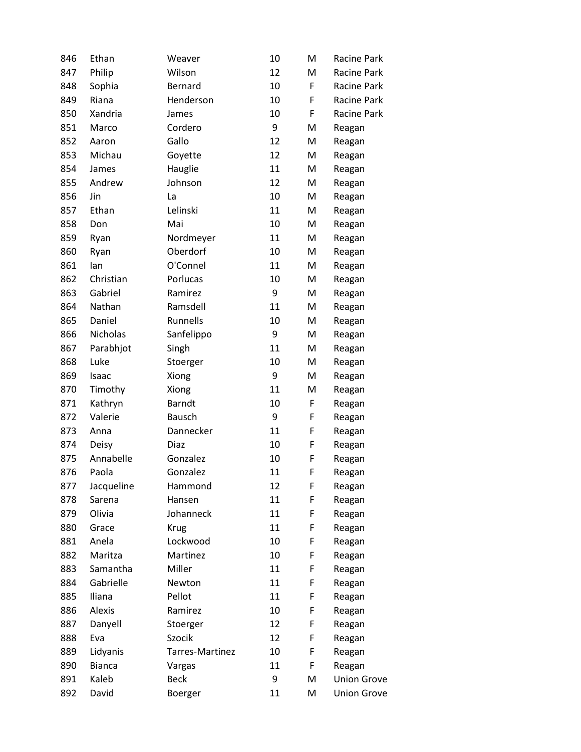| | | | | | |
|---|---|---|---|---|---|
| 846 | Ethan | Weaver | 10 | M | Racine Park |
| 847 | Philip | Wilson | 12 | M | Racine Park |
| 848 | Sophia | Bernard | 10 | F | Racine Park |
| 849 | Riana | Henderson | 10 | F | Racine Park |
| 850 | Xandria | James | 10 | F | Racine Park |
| 851 | Marco | Cordero | 9 | M | Reagan |
| 852 | Aaron | Gallo | 12 | M | Reagan |
| 853 | Michau | Goyette | 12 | M | Reagan |
| 854 | James | Hauglie | 11 | M | Reagan |
| 855 | Andrew | Johnson | 12 | M | Reagan |
| 856 | Jin | La | 10 | M | Reagan |
| 857 | Ethan | Lelinski | 11 | M | Reagan |
| 858 | Don | Mai | 10 | M | Reagan |
| 859 | Ryan | Nordmeyer | 11 | M | Reagan |
| 860 | Ryan | Oberdorf | 10 | M | Reagan |
| 861 | Ian | O'Connel | 11 | M | Reagan |
| 862 | Christian | Porlucas | 10 | M | Reagan |
| 863 | Gabriel | Ramirez | 9 | M | Reagan |
| 864 | Nathan | Ramsdell | 11 | M | Reagan |
| 865 | Daniel | Runnells | 10 | M | Reagan |
| 866 | Nicholas | Sanfelippo | 9 | M | Reagan |
| 867 | Parabhjot | Singh | 11 | M | Reagan |
| 868 | Luke | Stoerger | 10 | M | Reagan |
| 869 | Isaac | Xiong | 9 | M | Reagan |
| 870 | Timothy | Xiong | 11 | M | Reagan |
| 871 | Kathryn | Barndt | 10 | F | Reagan |
| 872 | Valerie | Bausch | 9 | F | Reagan |
| 873 | Anna | Dannecker | 11 | F | Reagan |
| 874 | Deisy | Diaz | 10 | F | Reagan |
| 875 | Annabelle | Gonzalez | 10 | F | Reagan |
| 876 | Paola | Gonzalez | 11 | F | Reagan |
| 877 | Jacqueline | Hammond | 12 | F | Reagan |
| 878 | Sarena | Hansen | 11 | F | Reagan |
| 879 | Olivia | Johanneck | 11 | F | Reagan |
| 880 | Grace | Krug | 11 | F | Reagan |
| 881 | Anela | Lockwood | 10 | F | Reagan |
| 882 | Maritza | Martinez | 10 | F | Reagan |
| 883 | Samantha | Miller | 11 | F | Reagan |
| 884 | Gabrielle | Newton | 11 | F | Reagan |
| 885 | Iliana | Pellot | 11 | F | Reagan |
| 886 | Alexis | Ramirez | 10 | F | Reagan |
| 887 | Danyell | Stoerger | 12 | F | Reagan |
| 888 | Eva | Szocik | 12 | F | Reagan |
| 889 | Lidyanis | Tarres-Martinez | 10 | F | Reagan |
| 890 | Bianca | Vargas | 11 | F | Reagan |
| 891 | Kaleb | Beck | 9 | M | Union Grove |
| 892 | David | Boerger | 11 | M | Union Grove |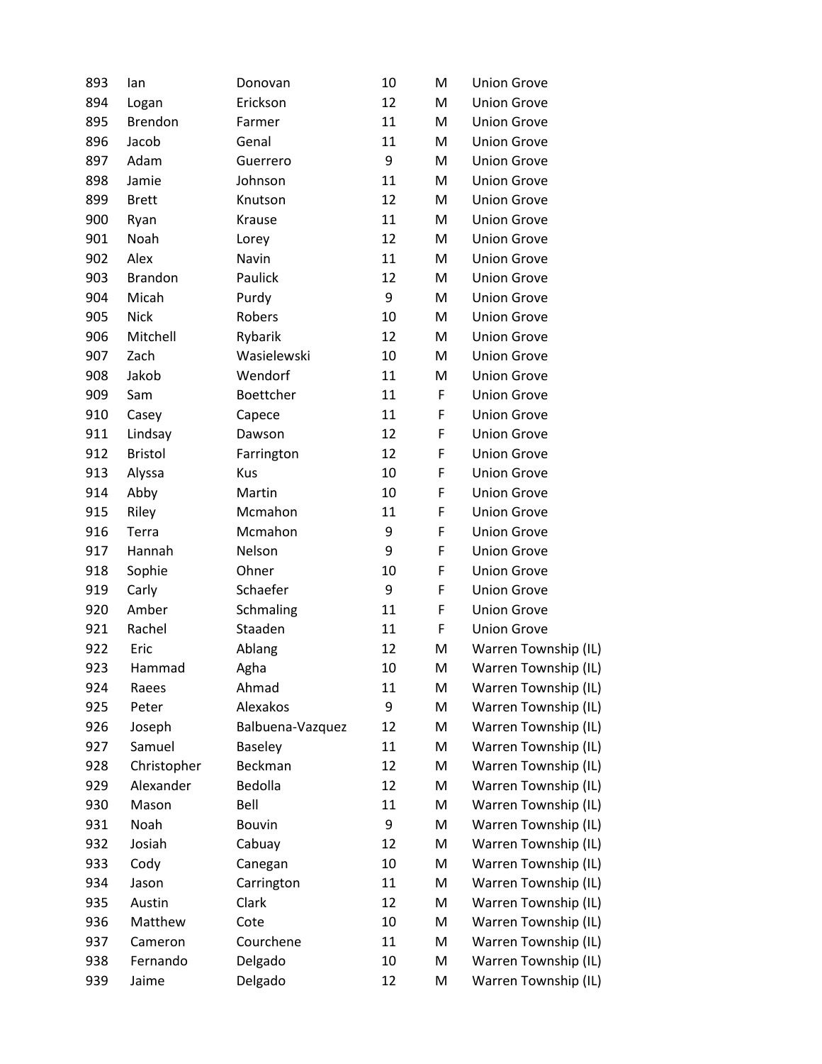| | | | | | |
|---|---|---|---|---|---|
| 893 | Ian | Donovan | 10 | M | Union Grove |
| 894 | Logan | Erickson | 12 | M | Union Grove |
| 895 | Brendon | Farmer | 11 | M | Union Grove |
| 896 | Jacob | Genal | 11 | M | Union Grove |
| 897 | Adam | Guerrero | 9 | M | Union Grove |
| 898 | Jamie | Johnson | 11 | M | Union Grove |
| 899 | Brett | Knutson | 12 | M | Union Grove |
| 900 | Ryan | Krause | 11 | M | Union Grove |
| 901 | Noah | Lorey | 12 | M | Union Grove |
| 902 | Alex | Navin | 11 | M | Union Grove |
| 903 | Brandon | Paulick | 12 | M | Union Grove |
| 904 | Micah | Purdy | 9 | M | Union Grove |
| 905 | Nick | Robers | 10 | M | Union Grove |
| 906 | Mitchell | Rybarik | 12 | M | Union Grove |
| 907 | Zach | Wasielewski | 10 | M | Union Grove |
| 908 | Jakob | Wendorf | 11 | M | Union Grove |
| 909 | Sam | Boettcher | 11 | F | Union Grove |
| 910 | Casey | Capece | 11 | F | Union Grove |
| 911 | Lindsay | Dawson | 12 | F | Union Grove |
| 912 | Bristol | Farrington | 12 | F | Union Grove |
| 913 | Alyssa | Kus | 10 | F | Union Grove |
| 914 | Abby | Martin | 10 | F | Union Grove |
| 915 | Riley | Mcmahon | 11 | F | Union Grove |
| 916 | Terra | Mcmahon | 9 | F | Union Grove |
| 917 | Hannah | Nelson | 9 | F | Union Grove |
| 918 | Sophie | Ohner | 10 | F | Union Grove |
| 919 | Carly | Schaefer | 9 | F | Union Grove |
| 920 | Amber | Schmaling | 11 | F | Union Grove |
| 921 | Rachel | Staaden | 11 | F | Union Grove |
| 922 | Eric | Ablang | 12 | M | Warren Township (IL) |
| 923 | Hammad | Agha | 10 | M | Warren Township (IL) |
| 924 | Raees | Ahmad | 11 | M | Warren Township (IL) |
| 925 | Peter | Alexakos | 9 | M | Warren Township (IL) |
| 926 | Joseph | Balbuena-Vazquez | 12 | M | Warren Township (IL) |
| 927 | Samuel | Baseley | 11 | M | Warren Township (IL) |
| 928 | Christopher | Beckman | 12 | M | Warren Township (IL) |
| 929 | Alexander | Bedolla | 12 | M | Warren Township (IL) |
| 930 | Mason | Bell | 11 | M | Warren Township (IL) |
| 931 | Noah | Bouvin | 9 | M | Warren Township (IL) |
| 932 | Josiah | Cabuay | 12 | M | Warren Township (IL) |
| 933 | Cody | Canegan | 10 | M | Warren Township (IL) |
| 934 | Jason | Carrington | 11 | M | Warren Township (IL) |
| 935 | Austin | Clark | 12 | M | Warren Township (IL) |
| 936 | Matthew | Cote | 10 | M | Warren Township (IL) |
| 937 | Cameron | Courchene | 11 | M | Warren Township (IL) |
| 938 | Fernando | Delgado | 10 | M | Warren Township (IL) |
| 939 | Jaime | Delgado | 12 | M | Warren Township (IL) |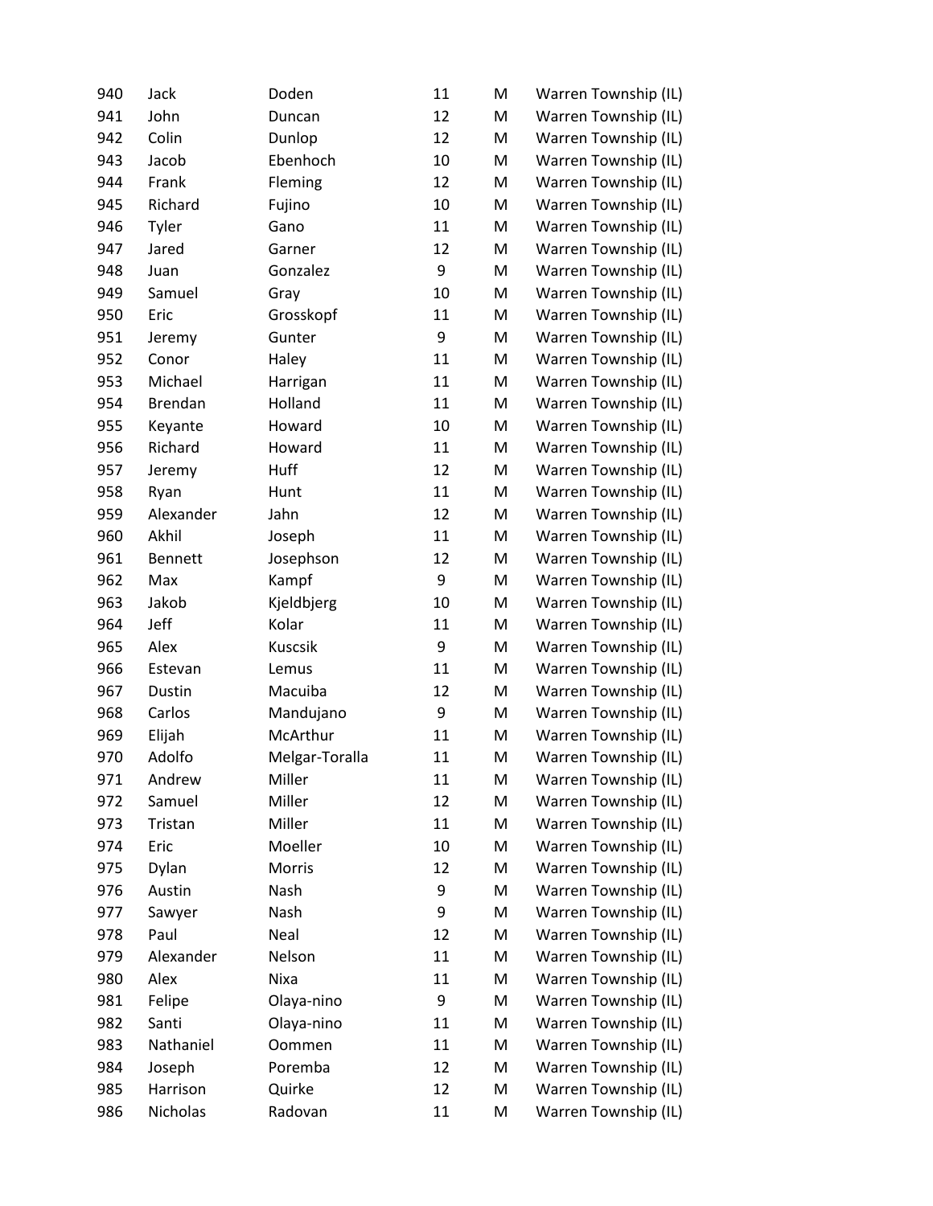| | | | | | |
|---|---|---|---|---|---|
| 940 | Jack | Doden | 11 | M | Warren Township (IL) |
| 941 | John | Duncan | 12 | M | Warren Township (IL) |
| 942 | Colin | Dunlop | 12 | M | Warren Township (IL) |
| 943 | Jacob | Ebenhoch | 10 | M | Warren Township (IL) |
| 944 | Frank | Fleming | 12 | M | Warren Township (IL) |
| 945 | Richard | Fujino | 10 | M | Warren Township (IL) |
| 946 | Tyler | Gano | 11 | M | Warren Township (IL) |
| 947 | Jared | Garner | 12 | M | Warren Township (IL) |
| 948 | Juan | Gonzalez | 9 | M | Warren Township (IL) |
| 949 | Samuel | Gray | 10 | M | Warren Township (IL) |
| 950 | Eric | Grosskopf | 11 | M | Warren Township (IL) |
| 951 | Jeremy | Gunter | 9 | M | Warren Township (IL) |
| 952 | Conor | Haley | 11 | M | Warren Township (IL) |
| 953 | Michael | Harrigan | 11 | M | Warren Township (IL) |
| 954 | Brendan | Holland | 11 | M | Warren Township (IL) |
| 955 | Keyante | Howard | 10 | M | Warren Township (IL) |
| 956 | Richard | Howard | 11 | M | Warren Township (IL) |
| 957 | Jeremy | Huff | 12 | M | Warren Township (IL) |
| 958 | Ryan | Hunt | 11 | M | Warren Township (IL) |
| 959 | Alexander | Jahn | 12 | M | Warren Township (IL) |
| 960 | Akhil | Joseph | 11 | M | Warren Township (IL) |
| 961 | Bennett | Josephson | 12 | M | Warren Township (IL) |
| 962 | Max | Kampf | 9 | M | Warren Township (IL) |
| 963 | Jakob | Kjeldbjerg | 10 | M | Warren Township (IL) |
| 964 | Jeff | Kolar | 11 | M | Warren Township (IL) |
| 965 | Alex | Kuscsik | 9 | M | Warren Township (IL) |
| 966 | Estevan | Lemus | 11 | M | Warren Township (IL) |
| 967 | Dustin | Macuiba | 12 | M | Warren Township (IL) |
| 968 | Carlos | Mandujano | 9 | M | Warren Township (IL) |
| 969 | Elijah | McArthur | 11 | M | Warren Township (IL) |
| 970 | Adolfo | Melgar-Toralla | 11 | M | Warren Township (IL) |
| 971 | Andrew | Miller | 11 | M | Warren Township (IL) |
| 972 | Samuel | Miller | 12 | M | Warren Township (IL) |
| 973 | Tristan | Miller | 11 | M | Warren Township (IL) |
| 974 | Eric | Moeller | 10 | M | Warren Township (IL) |
| 975 | Dylan | Morris | 12 | M | Warren Township (IL) |
| 976 | Austin | Nash | 9 | M | Warren Township (IL) |
| 977 | Sawyer | Nash | 9 | M | Warren Township (IL) |
| 978 | Paul | Neal | 12 | M | Warren Township (IL) |
| 979 | Alexander | Nelson | 11 | M | Warren Township (IL) |
| 980 | Alex | Nixa | 11 | M | Warren Township (IL) |
| 981 | Felipe | Olaya-nino | 9 | M | Warren Township (IL) |
| 982 | Santi | Olaya-nino | 11 | M | Warren Township (IL) |
| 983 | Nathaniel | Oommen | 11 | M | Warren Township (IL) |
| 984 | Joseph | Poremba | 12 | M | Warren Township (IL) |
| 985 | Harrison | Quirke | 12 | M | Warren Township (IL) |
| 986 | Nicholas | Radovan | 11 | M | Warren Township (IL) |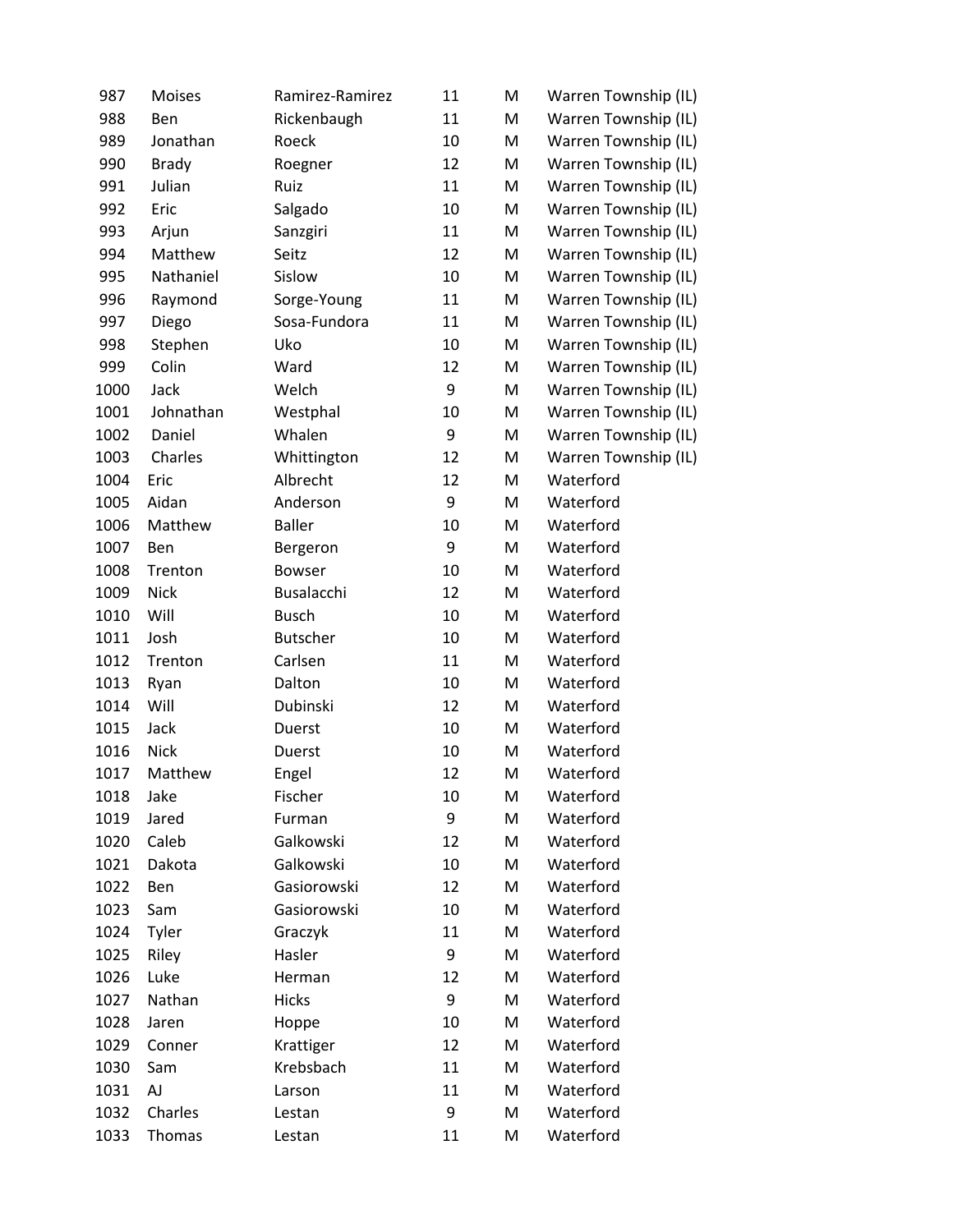| | | | | | |
|---|---|---|---|---|---|
| 987 | Moises | Ramirez-Ramirez | 11 | M | Warren Township (IL) |
| 988 | Ben | Rickenbaugh | 11 | M | Warren Township (IL) |
| 989 | Jonathan | Roeck | 10 | M | Warren Township (IL) |
| 990 | Brady | Roegner | 12 | M | Warren Township (IL) |
| 991 | Julian | Ruiz | 11 | M | Warren Township (IL) |
| 992 | Eric | Salgado | 10 | M | Warren Township (IL) |
| 993 | Arjun | Sanzgiri | 11 | M | Warren Township (IL) |
| 994 | Matthew | Seitz | 12 | M | Warren Township (IL) |
| 995 | Nathaniel | Sislow | 10 | M | Warren Township (IL) |
| 996 | Raymond | Sorge-Young | 11 | M | Warren Township (IL) |
| 997 | Diego | Sosa-Fundora | 11 | M | Warren Township (IL) |
| 998 | Stephen | Uko | 10 | M | Warren Township (IL) |
| 999 | Colin | Ward | 12 | M | Warren Township (IL) |
| 1000 | Jack | Welch | 9 | M | Warren Township (IL) |
| 1001 | Johnathan | Westphal | 10 | M | Warren Township (IL) |
| 1002 | Daniel | Whalen | 9 | M | Warren Township (IL) |
| 1003 | Charles | Whittington | 12 | M | Warren Township (IL) |
| 1004 | Eric | Albrecht | 12 | M | Waterford |
| 1005 | Aidan | Anderson | 9 | M | Waterford |
| 1006 | Matthew | Baller | 10 | M | Waterford |
| 1007 | Ben | Bergeron | 9 | M | Waterford |
| 1008 | Trenton | Bowser | 10 | M | Waterford |
| 1009 | Nick | Busalacchi | 12 | M | Waterford |
| 1010 | Will | Busch | 10 | M | Waterford |
| 1011 | Josh | Butscher | 10 | M | Waterford |
| 1012 | Trenton | Carlsen | 11 | M | Waterford |
| 1013 | Ryan | Dalton | 10 | M | Waterford |
| 1014 | Will | Dubinski | 12 | M | Waterford |
| 1015 | Jack | Duerst | 10 | M | Waterford |
| 1016 | Nick | Duerst | 10 | M | Waterford |
| 1017 | Matthew | Engel | 12 | M | Waterford |
| 1018 | Jake | Fischer | 10 | M | Waterford |
| 1019 | Jared | Furman | 9 | M | Waterford |
| 1020 | Caleb | Galkowski | 12 | M | Waterford |
| 1021 | Dakota | Galkowski | 10 | M | Waterford |
| 1022 | Ben | Gasiorowski | 12 | M | Waterford |
| 1023 | Sam | Gasiorowski | 10 | M | Waterford |
| 1024 | Tyler | Graczyk | 11 | M | Waterford |
| 1025 | Riley | Hasler | 9 | M | Waterford |
| 1026 | Luke | Herman | 12 | M | Waterford |
| 1027 | Nathan | Hicks | 9 | M | Waterford |
| 1028 | Jaren | Hoppe | 10 | M | Waterford |
| 1029 | Conner | Krattiger | 12 | M | Waterford |
| 1030 | Sam | Krebsbach | 11 | M | Waterford |
| 1031 | AJ | Larson | 11 | M | Waterford |
| 1032 | Charles | Lestan | 9 | M | Waterford |
| 1033 | Thomas | Lestan | 11 | M | Waterford |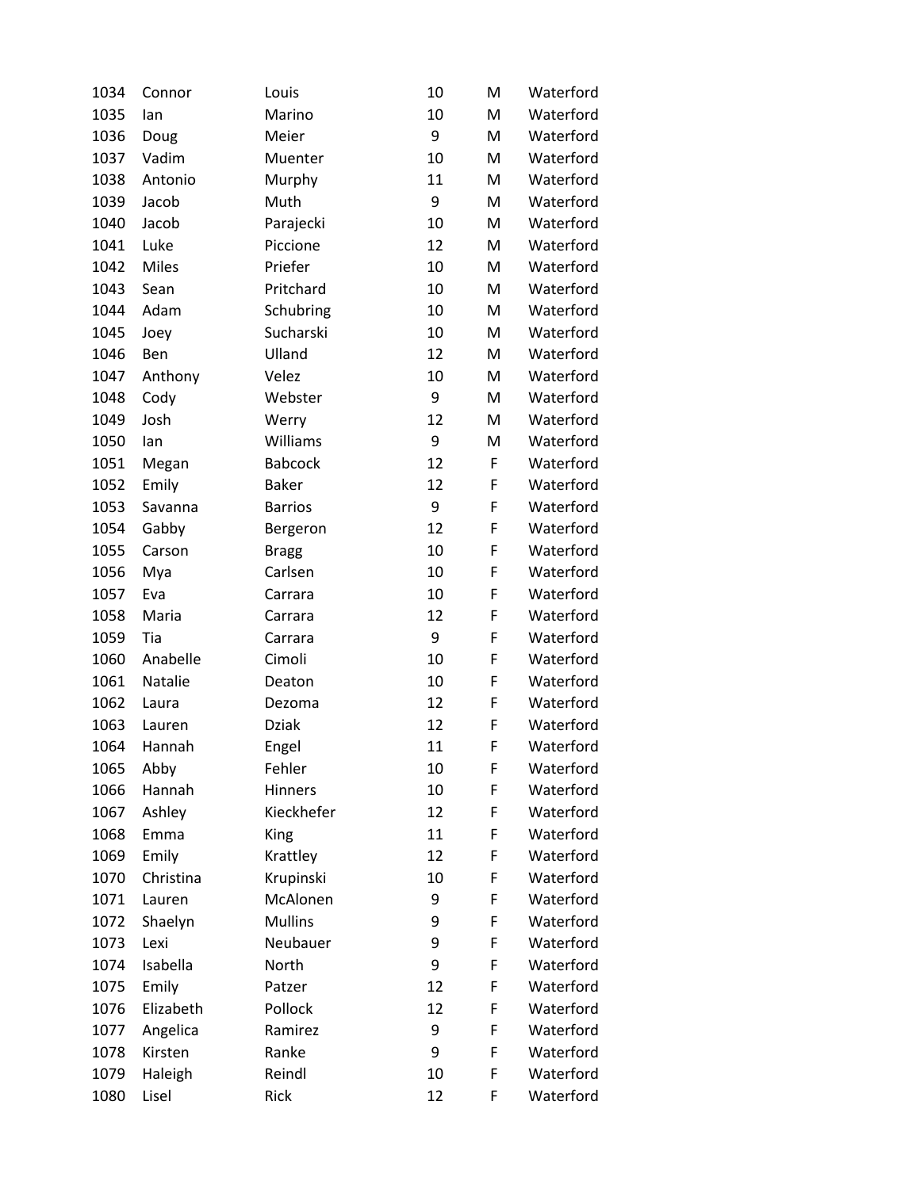| 1034 | Connor | Louis | 10 | M | Waterford |
|---|---|---|---|---|---|
| 1035 | Ian | Marino | 10 | M | Waterford |
| 1036 | Doug | Meier | 9 | M | Waterford |
| 1037 | Vadim | Muenter | 10 | M | Waterford |
| 1038 | Antonio | Murphy | 11 | M | Waterford |
| 1039 | Jacob | Muth | 9 | M | Waterford |
| 1040 | Jacob | Parajecki | 10 | M | Waterford |
| 1041 | Luke | Piccione | 12 | M | Waterford |
| 1042 | Miles | Priefer | 10 | M | Waterford |
| 1043 | Sean | Pritchard | 10 | M | Waterford |
| 1044 | Adam | Schubring | 10 | M | Waterford |
| 1045 | Joey | Sucharski | 10 | M | Waterford |
| 1046 | Ben | Ulland | 12 | M | Waterford |
| 1047 | Anthony | Velez | 10 | M | Waterford |
| 1048 | Cody | Webster | 9 | M | Waterford |
| 1049 | Josh | Werry | 12 | M | Waterford |
| 1050 | Ian | Williams | 9 | M | Waterford |
| 1051 | Megan | Babcock | 12 | F | Waterford |
| 1052 | Emily | Baker | 12 | F | Waterford |
| 1053 | Savanna | Barrios | 9 | F | Waterford |
| 1054 | Gabby | Bergeron | 12 | F | Waterford |
| 1055 | Carson | Bragg | 10 | F | Waterford |
| 1056 | Mya | Carlsen | 10 | F | Waterford |
| 1057 | Eva | Carrara | 10 | F | Waterford |
| 1058 | Maria | Carrara | 12 | F | Waterford |
| 1059 | Tia | Carrara | 9 | F | Waterford |
| 1060 | Anabelle | Cimoli | 10 | F | Waterford |
| 1061 | Natalie | Deaton | 10 | F | Waterford |
| 1062 | Laura | Dezoma | 12 | F | Waterford |
| 1063 | Lauren | Dziak | 12 | F | Waterford |
| 1064 | Hannah | Engel | 11 | F | Waterford |
| 1065 | Abby | Fehler | 10 | F | Waterford |
| 1066 | Hannah | Hinners | 10 | F | Waterford |
| 1067 | Ashley | Kieckhefer | 12 | F | Waterford |
| 1068 | Emma | King | 11 | F | Waterford |
| 1069 | Emily | Krattley | 12 | F | Waterford |
| 1070 | Christina | Krupinski | 10 | F | Waterford |
| 1071 | Lauren | McAlonen | 9 | F | Waterford |
| 1072 | Shaelyn | Mullins | 9 | F | Waterford |
| 1073 | Lexi | Neubauer | 9 | F | Waterford |
| 1074 | Isabella | North | 9 | F | Waterford |
| 1075 | Emily | Patzer | 12 | F | Waterford |
| 1076 | Elizabeth | Pollock | 12 | F | Waterford |
| 1077 | Angelica | Ramirez | 9 | F | Waterford |
| 1078 | Kirsten | Ranke | 9 | F | Waterford |
| 1079 | Haleigh | Reindl | 10 | F | Waterford |
| 1080 | Lisel | Rick | 12 | F | Waterford |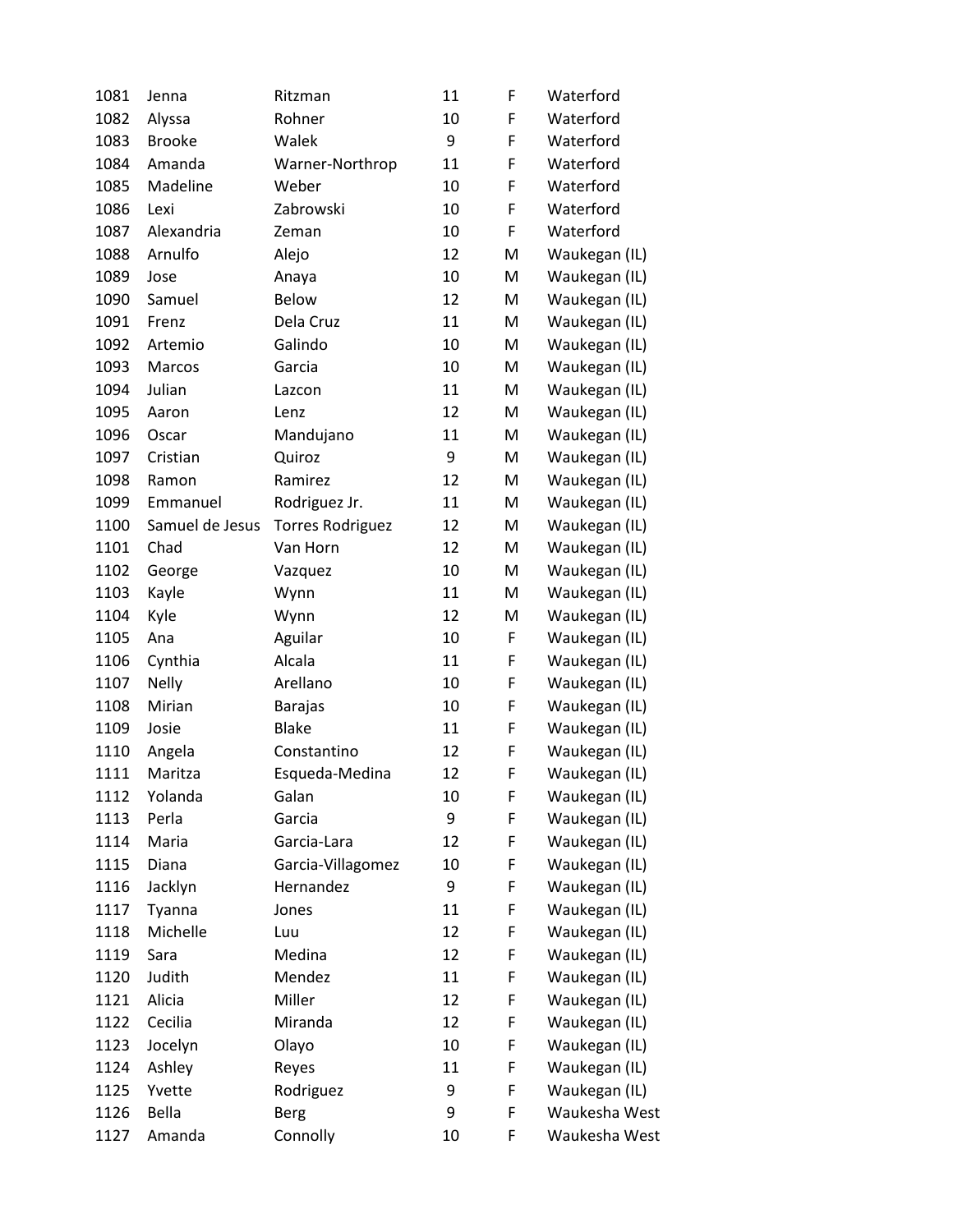| | | | | | |
|---|---|---|---|---|---|
| 1081 | Jenna | Ritzman | 11 | F | Waterford |
| 1082 | Alyssa | Rohner | 10 | F | Waterford |
| 1083 | Brooke | Walek | 9 | F | Waterford |
| 1084 | Amanda | Warner-Northrop | 11 | F | Waterford |
| 1085 | Madeline | Weber | 10 | F | Waterford |
| 1086 | Lexi | Zabrowski | 10 | F | Waterford |
| 1087 | Alexandria | Zeman | 10 | F | Waterford |
| 1088 | Arnulfo | Alejo | 12 | M | Waukegan (IL) |
| 1089 | Jose | Anaya | 10 | M | Waukegan (IL) |
| 1090 | Samuel | Below | 12 | M | Waukegan (IL) |
| 1091 | Frenz | Dela Cruz | 11 | M | Waukegan (IL) |
| 1092 | Artemio | Galindo | 10 | M | Waukegan (IL) |
| 1093 | Marcos | Garcia | 10 | M | Waukegan (IL) |
| 1094 | Julian | Lazcon | 11 | M | Waukegan (IL) |
| 1095 | Aaron | Lenz | 12 | M | Waukegan (IL) |
| 1096 | Oscar | Mandujano | 11 | M | Waukegan (IL) |
| 1097 | Cristian | Quiroz | 9 | M | Waukegan (IL) |
| 1098 | Ramon | Ramirez | 12 | M | Waukegan (IL) |
| 1099 | Emmanuel | Rodriguez Jr. | 11 | M | Waukegan (IL) |
| 1100 | Samuel de Jesus | Torres Rodriguez | 12 | M | Waukegan (IL) |
| 1101 | Chad | Van Horn | 12 | M | Waukegan (IL) |
| 1102 | George | Vazquez | 10 | M | Waukegan (IL) |
| 1103 | Kayle | Wynn | 11 | M | Waukegan (IL) |
| 1104 | Kyle | Wynn | 12 | M | Waukegan (IL) |
| 1105 | Ana | Aguilar | 10 | F | Waukegan (IL) |
| 1106 | Cynthia | Alcala | 11 | F | Waukegan (IL) |
| 1107 | Nelly | Arellano | 10 | F | Waukegan (IL) |
| 1108 | Mirian | Barajas | 10 | F | Waukegan (IL) |
| 1109 | Josie | Blake | 11 | F | Waukegan (IL) |
| 1110 | Angela | Constantino | 12 | F | Waukegan (IL) |
| 1111 | Maritza | Esqueda-Medina | 12 | F | Waukegan (IL) |
| 1112 | Yolanda | Galan | 10 | F | Waukegan (IL) |
| 1113 | Perla | Garcia | 9 | F | Waukegan (IL) |
| 1114 | Maria | Garcia-Lara | 12 | F | Waukegan (IL) |
| 1115 | Diana | Garcia-Villagomez | 10 | F | Waukegan (IL) |
| 1116 | Jacklyn | Hernandez | 9 | F | Waukegan (IL) |
| 1117 | Tyanna | Jones | 11 | F | Waukegan (IL) |
| 1118 | Michelle | Luu | 12 | F | Waukegan (IL) |
| 1119 | Sara | Medina | 12 | F | Waukegan (IL) |
| 1120 | Judith | Mendez | 11 | F | Waukegan (IL) |
| 1121 | Alicia | Miller | 12 | F | Waukegan (IL) |
| 1122 | Cecilia | Miranda | 12 | F | Waukegan (IL) |
| 1123 | Jocelyn | Olayo | 10 | F | Waukegan (IL) |
| 1124 | Ashley | Reyes | 11 | F | Waukegan (IL) |
| 1125 | Yvette | Rodriguez | 9 | F | Waukegan (IL) |
| 1126 | Bella | Berg | 9 | F | Waukesha West |
| 1127 | Amanda | Connolly | 10 | F | Waukesha West |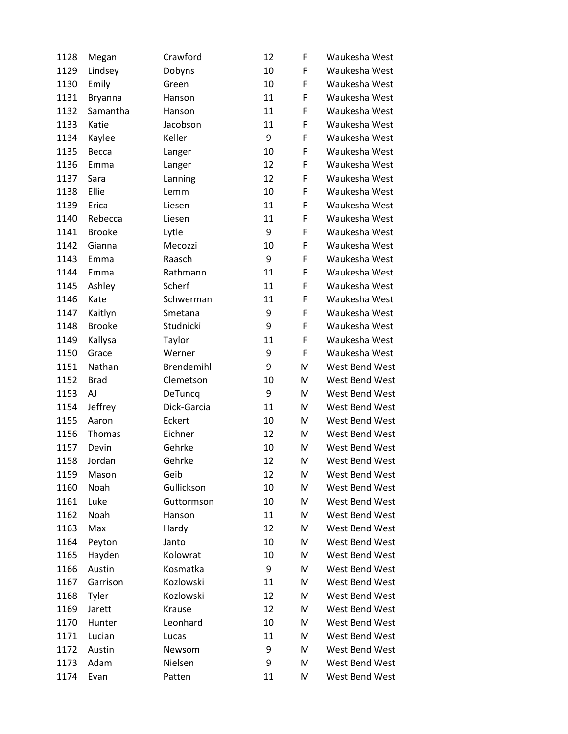| | | | | | |
|---|---|---|---|---|---|
| 1128 | Megan | Crawford | 12 | F | Waukesha West |
| 1129 | Lindsey | Dobyns | 10 | F | Waukesha West |
| 1130 | Emily | Green | 10 | F | Waukesha West |
| 1131 | Bryanna | Hanson | 11 | F | Waukesha West |
| 1132 | Samantha | Hanson | 11 | F | Waukesha West |
| 1133 | Katie | Jacobson | 11 | F | Waukesha West |
| 1134 | Kaylee | Keller | 9 | F | Waukesha West |
| 1135 | Becca | Langer | 10 | F | Waukesha West |
| 1136 | Emma | Langer | 12 | F | Waukesha West |
| 1137 | Sara | Lanning | 12 | F | Waukesha West |
| 1138 | Ellie | Lemm | 10 | F | Waukesha West |
| 1139 | Erica | Liesen | 11 | F | Waukesha West |
| 1140 | Rebecca | Liesen | 11 | F | Waukesha West |
| 1141 | Brooke | Lytle | 9 | F | Waukesha West |
| 1142 | Gianna | Mecozzi | 10 | F | Waukesha West |
| 1143 | Emma | Raasch | 9 | F | Waukesha West |
| 1144 | Emma | Rathmann | 11 | F | Waukesha West |
| 1145 | Ashley | Scherf | 11 | F | Waukesha West |
| 1146 | Kate | Schwerman | 11 | F | Waukesha West |
| 1147 | Kaitlyn | Smetana | 9 | F | Waukesha West |
| 1148 | Brooke | Studnicki | 9 | F | Waukesha West |
| 1149 | Kallysa | Taylor | 11 | F | Waukesha West |
| 1150 | Grace | Werner | 9 | F | Waukesha West |
| 1151 | Nathan | Brendemihl | 9 | M | West Bend West |
| 1152 | Brad | Clemetson | 10 | M | West Bend West |
| 1153 | AJ | DeTuncq | 9 | M | West Bend West |
| 1154 | Jeffrey | Dick-Garcia | 11 | M | West Bend West |
| 1155 | Aaron | Eckert | 10 | M | West Bend West |
| 1156 | Thomas | Eichner | 12 | M | West Bend West |
| 1157 | Devin | Gehrke | 10 | M | West Bend West |
| 1158 | Jordan | Gehrke | 12 | M | West Bend West |
| 1159 | Mason | Geib | 12 | M | West Bend West |
| 1160 | Noah | Gullickson | 10 | M | West Bend West |
| 1161 | Luke | Guttormson | 10 | M | West Bend West |
| 1162 | Noah | Hanson | 11 | M | West Bend West |
| 1163 | Max | Hardy | 12 | M | West Bend West |
| 1164 | Peyton | Janto | 10 | M | West Bend West |
| 1165 | Hayden | Kolowrat | 10 | M | West Bend West |
| 1166 | Austin | Kosmatka | 9 | M | West Bend West |
| 1167 | Garrison | Kozlowski | 11 | M | West Bend West |
| 1168 | Tyler | Kozlowski | 12 | M | West Bend West |
| 1169 | Jarett | Krause | 12 | M | West Bend West |
| 1170 | Hunter | Leonhard | 10 | M | West Bend West |
| 1171 | Lucian | Lucas | 11 | M | West Bend West |
| 1172 | Austin | Newsom | 9 | M | West Bend West |
| 1173 | Adam | Nielsen | 9 | M | West Bend West |
| 1174 | Evan | Patten | 11 | M | West Bend West |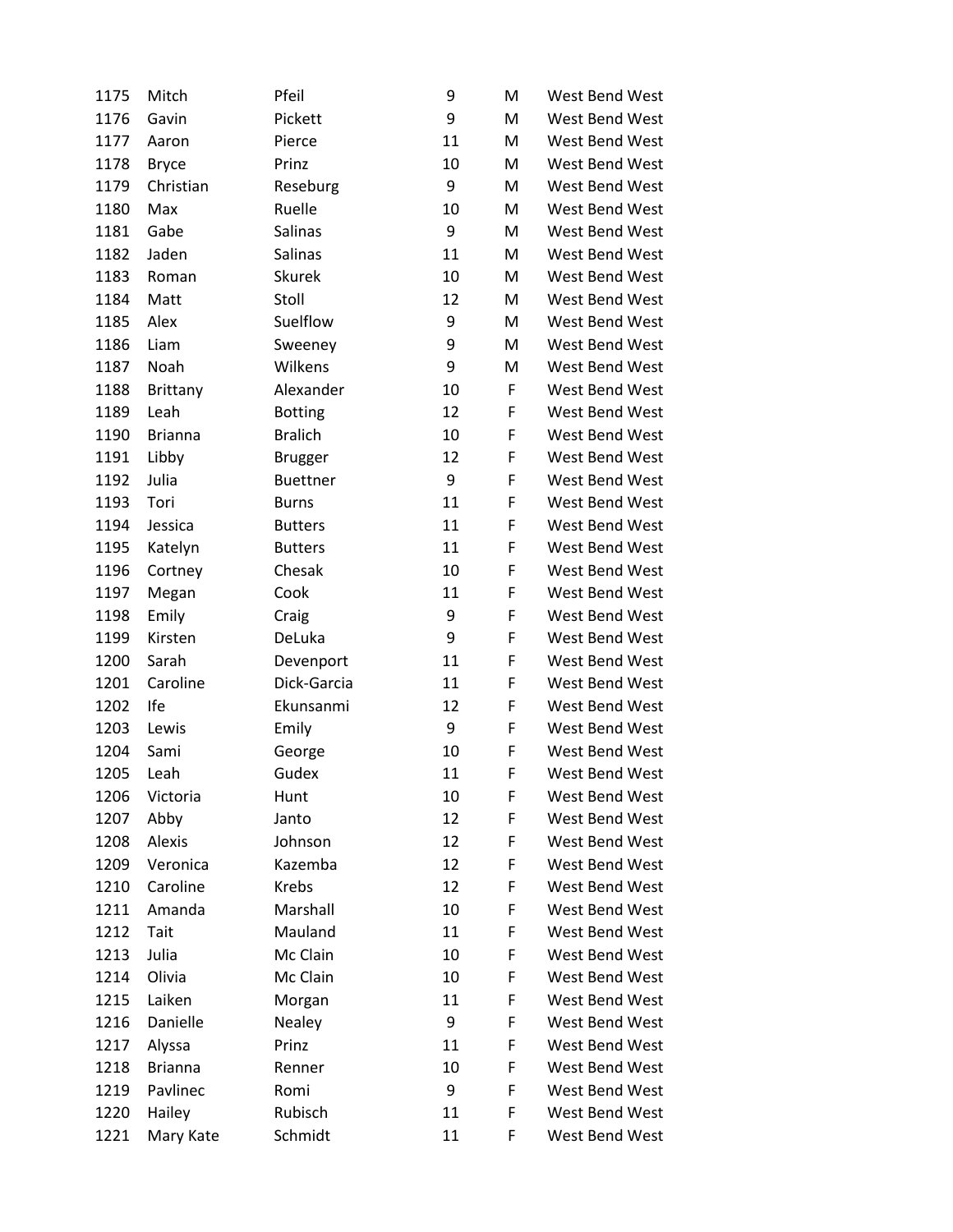| | | | | | |
|---|---|---|---|---|---|
| 1175 | Mitch | Pfeil | 9 | M | West Bend West |
| 1176 | Gavin | Pickett | 9 | M | West Bend West |
| 1177 | Aaron | Pierce | 11 | M | West Bend West |
| 1178 | Bryce | Prinz | 10 | M | West Bend West |
| 1179 | Christian | Reseburg | 9 | M | West Bend West |
| 1180 | Max | Ruelle | 10 | M | West Bend West |
| 1181 | Gabe | Salinas | 9 | M | West Bend West |
| 1182 | Jaden | Salinas | 11 | M | West Bend West |
| 1183 | Roman | Skurek | 10 | M | West Bend West |
| 1184 | Matt | Stoll | 12 | M | West Bend West |
| 1185 | Alex | Suelflow | 9 | M | West Bend West |
| 1186 | Liam | Sweeney | 9 | M | West Bend West |
| 1187 | Noah | Wilkens | 9 | M | West Bend West |
| 1188 | Brittany | Alexander | 10 | F | West Bend West |
| 1189 | Leah | Botting | 12 | F | West Bend West |
| 1190 | Brianna | Bralich | 10 | F | West Bend West |
| 1191 | Libby | Brugger | 12 | F | West Bend West |
| 1192 | Julia | Buettner | 9 | F | West Bend West |
| 1193 | Tori | Burns | 11 | F | West Bend West |
| 1194 | Jessica | Butters | 11 | F | West Bend West |
| 1195 | Katelyn | Butters | 11 | F | West Bend West |
| 1196 | Cortney | Chesak | 10 | F | West Bend West |
| 1197 | Megan | Cook | 11 | F | West Bend West |
| 1198 | Emily | Craig | 9 | F | West Bend West |
| 1199 | Kirsten | DeLuka | 9 | F | West Bend West |
| 1200 | Sarah | Devenport | 11 | F | West Bend West |
| 1201 | Caroline | Dick-Garcia | 11 | F | West Bend West |
| 1202 | Ife | Ekunsanmi | 12 | F | West Bend West |
| 1203 | Lewis | Emily | 9 | F | West Bend West |
| 1204 | Sami | George | 10 | F | West Bend West |
| 1205 | Leah | Gudex | 11 | F | West Bend West |
| 1206 | Victoria | Hunt | 10 | F | West Bend West |
| 1207 | Abby | Janto | 12 | F | West Bend West |
| 1208 | Alexis | Johnson | 12 | F | West Bend West |
| 1209 | Veronica | Kazemba | 12 | F | West Bend West |
| 1210 | Caroline | Krebs | 12 | F | West Bend West |
| 1211 | Amanda | Marshall | 10 | F | West Bend West |
| 1212 | Tait | Mauland | 11 | F | West Bend West |
| 1213 | Julia | Mc Clain | 10 | F | West Bend West |
| 1214 | Olivia | Mc Clain | 10 | F | West Bend West |
| 1215 | Laiken | Morgan | 11 | F | West Bend West |
| 1216 | Danielle | Nealey | 9 | F | West Bend West |
| 1217 | Alyssa | Prinz | 11 | F | West Bend West |
| 1218 | Brianna | Renner | 10 | F | West Bend West |
| 1219 | Pavlinec | Romi | 9 | F | West Bend West |
| 1220 | Hailey | Rubisch | 11 | F | West Bend West |
| 1221 | Mary Kate | Schmidt | 11 | F | West Bend West |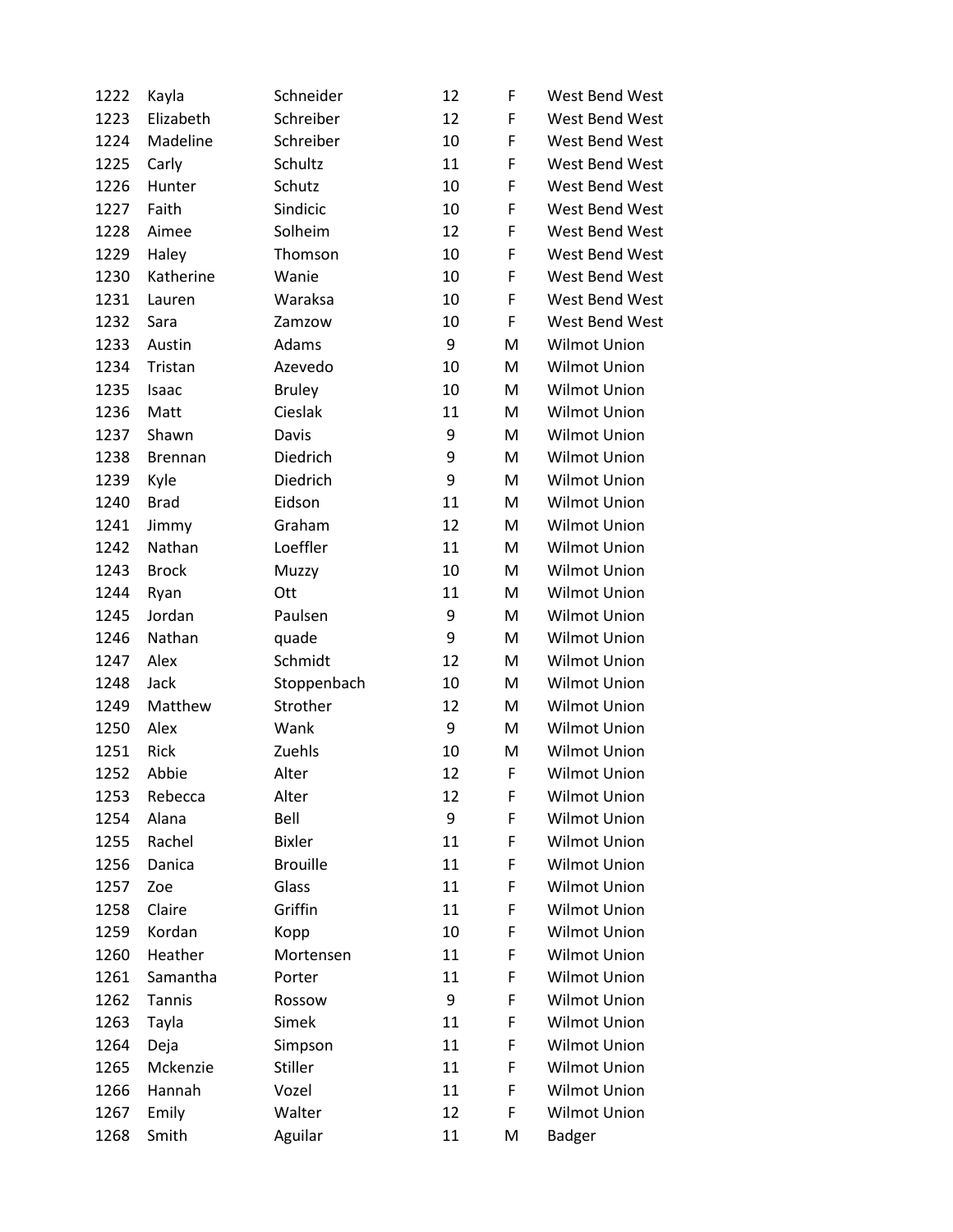| | | | | | |
|---|---|---|---|---|---|
| 1222 | Kayla | Schneider | 12 | F | West Bend West |
| 1223 | Elizabeth | Schreiber | 12 | F | West Bend West |
| 1224 | Madeline | Schreiber | 10 | F | West Bend West |
| 1225 | Carly | Schultz | 11 | F | West Bend West |
| 1226 | Hunter | Schutz | 10 | F | West Bend West |
| 1227 | Faith | Sindicic | 10 | F | West Bend West |
| 1228 | Aimee | Solheim | 12 | F | West Bend West |
| 1229 | Haley | Thomson | 10 | F | West Bend West |
| 1230 | Katherine | Wanie | 10 | F | West Bend West |
| 1231 | Lauren | Waraksa | 10 | F | West Bend West |
| 1232 | Sara | Zamzow | 10 | F | West Bend West |
| 1233 | Austin | Adams | 9 | M | Wilmot Union |
| 1234 | Tristan | Azevedo | 10 | M | Wilmot Union |
| 1235 | Isaac | Bruley | 10 | M | Wilmot Union |
| 1236 | Matt | Cieslak | 11 | M | Wilmot Union |
| 1237 | Shawn | Davis | 9 | M | Wilmot Union |
| 1238 | Brennan | Diedrich | 9 | M | Wilmot Union |
| 1239 | Kyle | Diedrich | 9 | M | Wilmot Union |
| 1240 | Brad | Eidson | 11 | M | Wilmot Union |
| 1241 | Jimmy | Graham | 12 | M | Wilmot Union |
| 1242 | Nathan | Loeffler | 11 | M | Wilmot Union |
| 1243 | Brock | Muzzy | 10 | M | Wilmot Union |
| 1244 | Ryan | Ott | 11 | M | Wilmot Union |
| 1245 | Jordan | Paulsen | 9 | M | Wilmot Union |
| 1246 | Nathan | quade | 9 | M | Wilmot Union |
| 1247 | Alex | Schmidt | 12 | M | Wilmot Union |
| 1248 | Jack | Stoppenbach | 10 | M | Wilmot Union |
| 1249 | Matthew | Strother | 12 | M | Wilmot Union |
| 1250 | Alex | Wank | 9 | M | Wilmot Union |
| 1251 | Rick | Zuehls | 10 | M | Wilmot Union |
| 1252 | Abbie | Alter | 12 | F | Wilmot Union |
| 1253 | Rebecca | Alter | 12 | F | Wilmot Union |
| 1254 | Alana | Bell | 9 | F | Wilmot Union |
| 1255 | Rachel | Bixler | 11 | F | Wilmot Union |
| 1256 | Danica | Brouille | 11 | F | Wilmot Union |
| 1257 | Zoe | Glass | 11 | F | Wilmot Union |
| 1258 | Claire | Griffin | 11 | F | Wilmot Union |
| 1259 | Kordan | Kopp | 10 | F | Wilmot Union |
| 1260 | Heather | Mortensen | 11 | F | Wilmot Union |
| 1261 | Samantha | Porter | 11 | F | Wilmot Union |
| 1262 | Tannis | Rossow | 9 | F | Wilmot Union |
| 1263 | Tayla | Simek | 11 | F | Wilmot Union |
| 1264 | Deja | Simpson | 11 | F | Wilmot Union |
| 1265 | Mckenzie | Stiller | 11 | F | Wilmot Union |
| 1266 | Hannah | Vozel | 11 | F | Wilmot Union |
| 1267 | Emily | Walter | 12 | F | Wilmot Union |
| 1268 | Smith | Aguilar | 11 | M | Badger |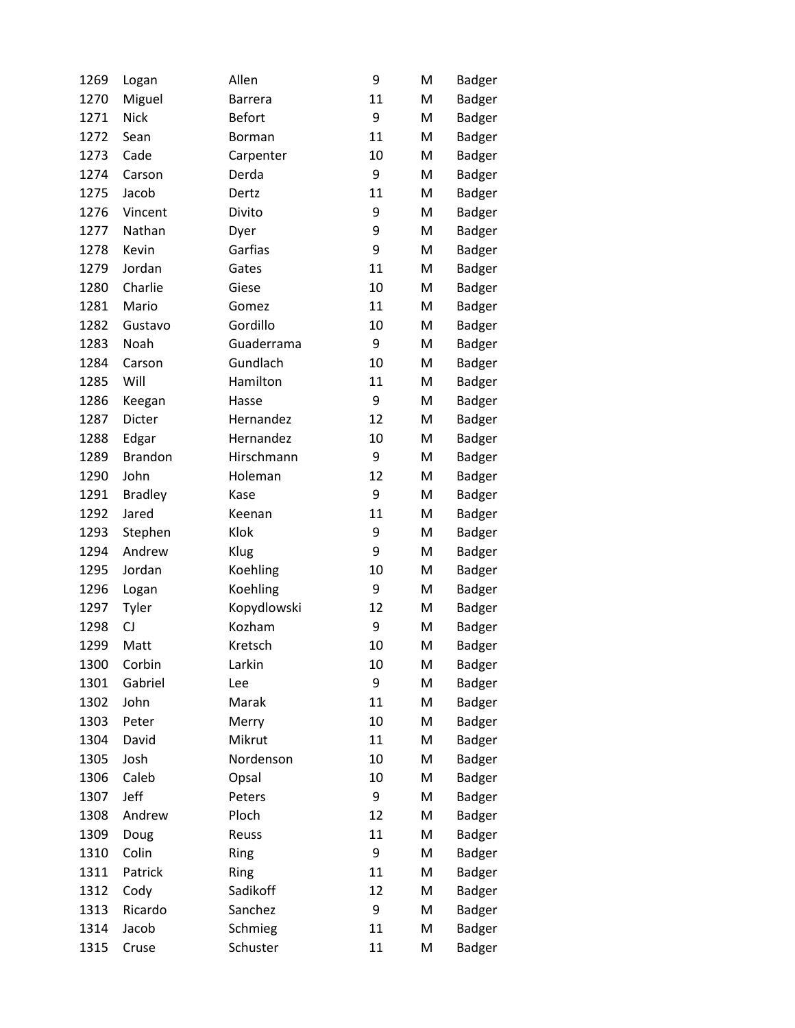| | | | | | |
|---|---|---|---|---|---|
| 1269 | Logan | Allen | 9 | M | Badger |
| 1270 | Miguel | Barrera | 11 | M | Badger |
| 1271 | Nick | Befort | 9 | M | Badger |
| 1272 | Sean | Borman | 11 | M | Badger |
| 1273 | Cade | Carpenter | 10 | M | Badger |
| 1274 | Carson | Derda | 9 | M | Badger |
| 1275 | Jacob | Dertz | 11 | M | Badger |
| 1276 | Vincent | Divito | 9 | M | Badger |
| 1277 | Nathan | Dyer | 9 | M | Badger |
| 1278 | Kevin | Garfias | 9 | M | Badger |
| 1279 | Jordan | Gates | 11 | M | Badger |
| 1280 | Charlie | Giese | 10 | M | Badger |
| 1281 | Mario | Gomez | 11 | M | Badger |
| 1282 | Gustavo | Gordillo | 10 | M | Badger |
| 1283 | Noah | Guaderrama | 9 | M | Badger |
| 1284 | Carson | Gundlach | 10 | M | Badger |
| 1285 | Will | Hamilton | 11 | M | Badger |
| 1286 | Keegan | Hasse | 9 | M | Badger |
| 1287 | Dicter | Hernandez | 12 | M | Badger |
| 1288 | Edgar | Hernandez | 10 | M | Badger |
| 1289 | Brandon | Hirschmann | 9 | M | Badger |
| 1290 | John | Holeman | 12 | M | Badger |
| 1291 | Bradley | Kase | 9 | M | Badger |
| 1292 | Jared | Keenan | 11 | M | Badger |
| 1293 | Stephen | Klok | 9 | M | Badger |
| 1294 | Andrew | Klug | 9 | M | Badger |
| 1295 | Jordan | Koehling | 10 | M | Badger |
| 1296 | Logan | Koehling | 9 | M | Badger |
| 1297 | Tyler | Kopydlowski | 12 | M | Badger |
| 1298 | CJ | Kozham | 9 | M | Badger |
| 1299 | Matt | Kretsch | 10 | M | Badger |
| 1300 | Corbin | Larkin | 10 | M | Badger |
| 1301 | Gabriel | Lee | 9 | M | Badger |
| 1302 | John | Marak | 11 | M | Badger |
| 1303 | Peter | Merry | 10 | M | Badger |
| 1304 | David | Mikrut | 11 | M | Badger |
| 1305 | Josh | Nordenson | 10 | M | Badger |
| 1306 | Caleb | Opsal | 10 | M | Badger |
| 1307 | Jeff | Peters | 9 | M | Badger |
| 1308 | Andrew | Ploch | 12 | M | Badger |
| 1309 | Doug | Reuss | 11 | M | Badger |
| 1310 | Colin | Ring | 9 | M | Badger |
| 1311 | Patrick | Ring | 11 | M | Badger |
| 1312 | Cody | Sadikoff | 12 | M | Badger |
| 1313 | Ricardo | Sanchez | 9 | M | Badger |
| 1314 | Jacob | Schmieg | 11 | M | Badger |
| 1315 | Cruse | Schuster | 11 | M | Badger |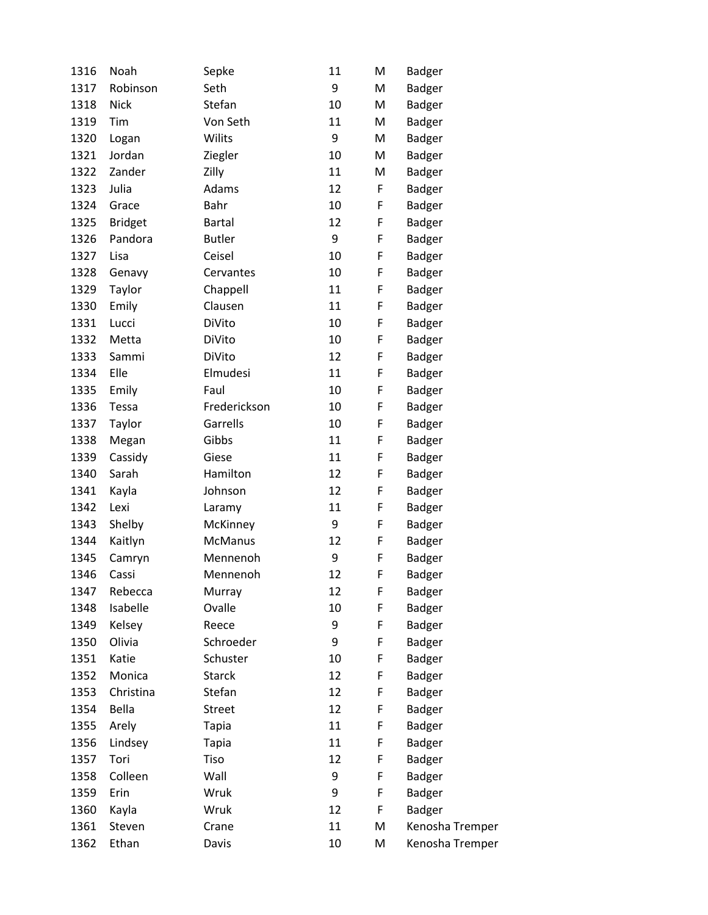| | | | | | |
|---|---|---|---|---|---|
| 1316 | Noah | Sepke | 11 | M | Badger |
| 1317 | Robinson | Seth | 9 | M | Badger |
| 1318 | Nick | Stefan | 10 | M | Badger |
| 1319 | Tim | Von Seth | 11 | M | Badger |
| 1320 | Logan | Wilits | 9 | M | Badger |
| 1321 | Jordan | Ziegler | 10 | M | Badger |
| 1322 | Zander | Zilly | 11 | M | Badger |
| 1323 | Julia | Adams | 12 | F | Badger |
| 1324 | Grace | Bahr | 10 | F | Badger |
| 1325 | Bridget | Bartal | 12 | F | Badger |
| 1326 | Pandora | Butler | 9 | F | Badger |
| 1327 | Lisa | Ceisel | 10 | F | Badger |
| 1328 | Genavy | Cervantes | 10 | F | Badger |
| 1329 | Taylor | Chappell | 11 | F | Badger |
| 1330 | Emily | Clausen | 11 | F | Badger |
| 1331 | Lucci | DiVito | 10 | F | Badger |
| 1332 | Metta | DiVito | 10 | F | Badger |
| 1333 | Sammi | DiVito | 12 | F | Badger |
| 1334 | Elle | Elmudesi | 11 | F | Badger |
| 1335 | Emily | Faul | 10 | F | Badger |
| 1336 | Tessa | Frederickson | 10 | F | Badger |
| 1337 | Taylor | Garrells | 10 | F | Badger |
| 1338 | Megan | Gibbs | 11 | F | Badger |
| 1339 | Cassidy | Giese | 11 | F | Badger |
| 1340 | Sarah | Hamilton | 12 | F | Badger |
| 1341 | Kayla | Johnson | 12 | F | Badger |
| 1342 | Lexi | Laramy | 11 | F | Badger |
| 1343 | Shelby | McKinney | 9 | F | Badger |
| 1344 | Kaitlyn | McManus | 12 | F | Badger |
| 1345 | Camryn | Mennenoh | 9 | F | Badger |
| 1346 | Cassi | Mennenoh | 12 | F | Badger |
| 1347 | Rebecca | Murray | 12 | F | Badger |
| 1348 | Isabelle | Ovalle | 10 | F | Badger |
| 1349 | Kelsey | Reece | 9 | F | Badger |
| 1350 | Olivia | Schroeder | 9 | F | Badger |
| 1351 | Katie | Schuster | 10 | F | Badger |
| 1352 | Monica | Starck | 12 | F | Badger |
| 1353 | Christina | Stefan | 12 | F | Badger |
| 1354 | Bella | Street | 12 | F | Badger |
| 1355 | Arely | Tapia | 11 | F | Badger |
| 1356 | Lindsey | Tapia | 11 | F | Badger |
| 1357 | Tori | Tiso | 12 | F | Badger |
| 1358 | Colleen | Wall | 9 | F | Badger |
| 1359 | Erin | Wruk | 9 | F | Badger |
| 1360 | Kayla | Wruk | 12 | F | Badger |
| 1361 | Steven | Crane | 11 | M | Kenosha Tremper |
| 1362 | Ethan | Davis | 10 | M | Kenosha Tremper |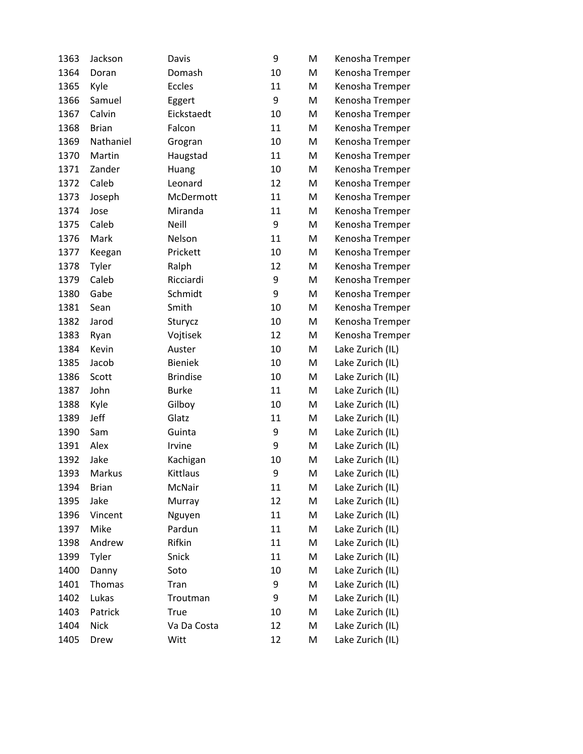| | | | | | |
|---|---|---|---|---|---|
| 1363 | Jackson | Davis | 9 | M | Kenosha Tremper |
| 1364 | Doran | Domash | 10 | M | Kenosha Tremper |
| 1365 | Kyle | Eccles | 11 | M | Kenosha Tremper |
| 1366 | Samuel | Eggert | 9 | M | Kenosha Tremper |
| 1367 | Calvin | Eickstaedt | 10 | M | Kenosha Tremper |
| 1368 | Brian | Falcon | 11 | M | Kenosha Tremper |
| 1369 | Nathaniel | Grogran | 10 | M | Kenosha Tremper |
| 1370 | Martin | Haugstad | 11 | M | Kenosha Tremper |
| 1371 | Zander | Huang | 10 | M | Kenosha Tremper |
| 1372 | Caleb | Leonard | 12 | M | Kenosha Tremper |
| 1373 | Joseph | McDermott | 11 | M | Kenosha Tremper |
| 1374 | Jose | Miranda | 11 | M | Kenosha Tremper |
| 1375 | Caleb | Neill | 9 | M | Kenosha Tremper |
| 1376 | Mark | Nelson | 11 | M | Kenosha Tremper |
| 1377 | Keegan | Prickett | 10 | M | Kenosha Tremper |
| 1378 | Tyler | Ralph | 12 | M | Kenosha Tremper |
| 1379 | Caleb | Ricciardi | 9 | M | Kenosha Tremper |
| 1380 | Gabe | Schmidt | 9 | M | Kenosha Tremper |
| 1381 | Sean | Smith | 10 | M | Kenosha Tremper |
| 1382 | Jarod | Sturycz | 10 | M | Kenosha Tremper |
| 1383 | Ryan | Vojtisek | 12 | M | Kenosha Tremper |
| 1384 | Kevin | Auster | 10 | M | Lake Zurich (IL) |
| 1385 | Jacob | Bieniek | 10 | M | Lake Zurich (IL) |
| 1386 | Scott | Brindise | 10 | M | Lake Zurich (IL) |
| 1387 | John | Burke | 11 | M | Lake Zurich (IL) |
| 1388 | Kyle | Gilboy | 10 | M | Lake Zurich (IL) |
| 1389 | Jeff | Glatz | 11 | M | Lake Zurich (IL) |
| 1390 | Sam | Guinta | 9 | M | Lake Zurich (IL) |
| 1391 | Alex | Irvine | 9 | M | Lake Zurich (IL) |
| 1392 | Jake | Kachigan | 10 | M | Lake Zurich (IL) |
| 1393 | Markus | Kittlaus | 9 | M | Lake Zurich (IL) |
| 1394 | Brian | McNair | 11 | M | Lake Zurich (IL) |
| 1395 | Jake | Murray | 12 | M | Lake Zurich (IL) |
| 1396 | Vincent | Nguyen | 11 | M | Lake Zurich (IL) |
| 1397 | Mike | Pardun | 11 | M | Lake Zurich (IL) |
| 1398 | Andrew | Rifkin | 11 | M | Lake Zurich (IL) |
| 1399 | Tyler | Snick | 11 | M | Lake Zurich (IL) |
| 1400 | Danny | Soto | 10 | M | Lake Zurich (IL) |
| 1401 | Thomas | Tran | 9 | M | Lake Zurich (IL) |
| 1402 | Lukas | Troutman | 9 | M | Lake Zurich (IL) |
| 1403 | Patrick | True | 10 | M | Lake Zurich (IL) |
| 1404 | Nick | Va Da Costa | 12 | M | Lake Zurich (IL) |
| 1405 | Drew | Witt | 12 | M | Lake Zurich (IL) |